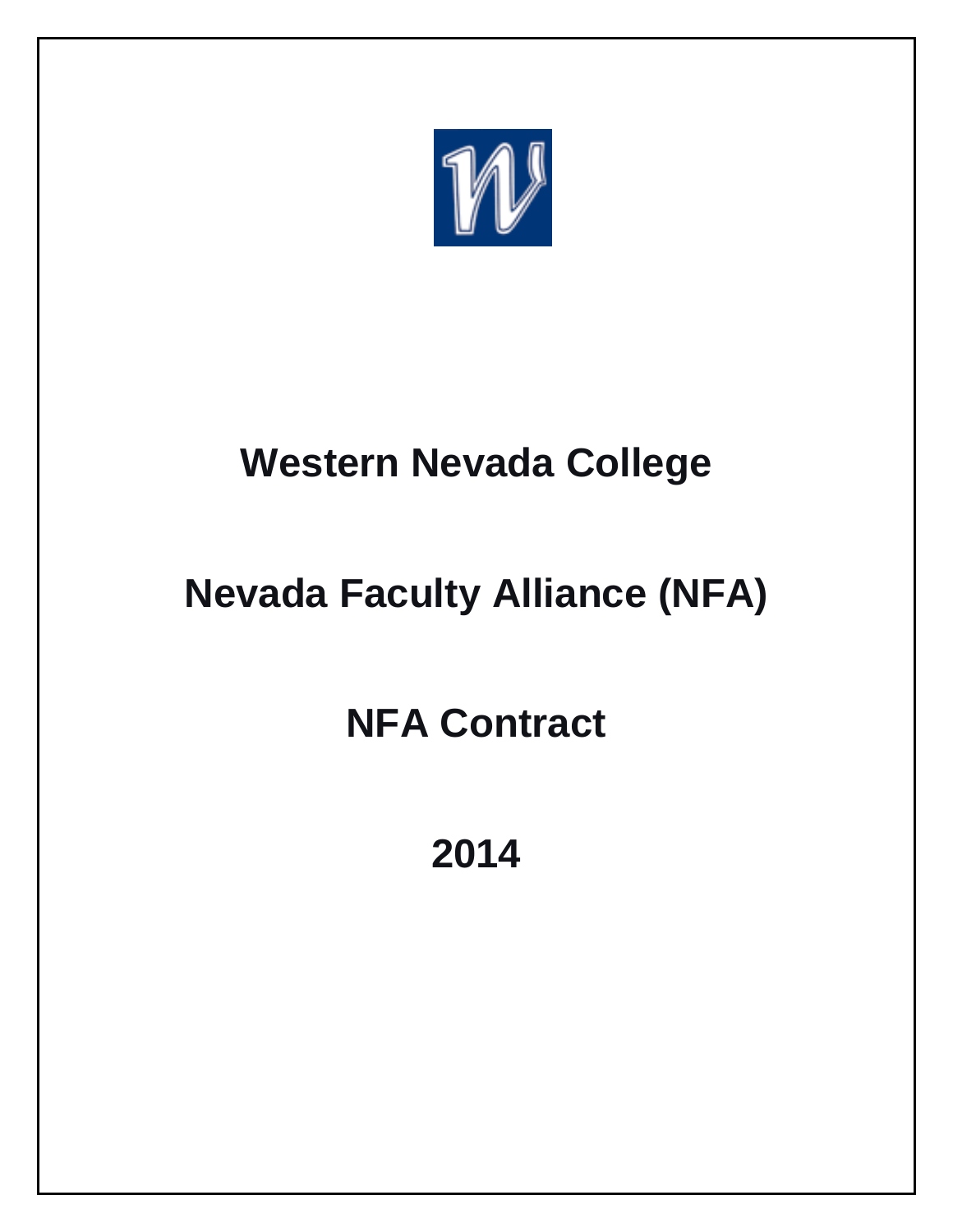# Western Nevada College

# Nevada Faculty Alliance (NFA)

# NFA Contract

# 2014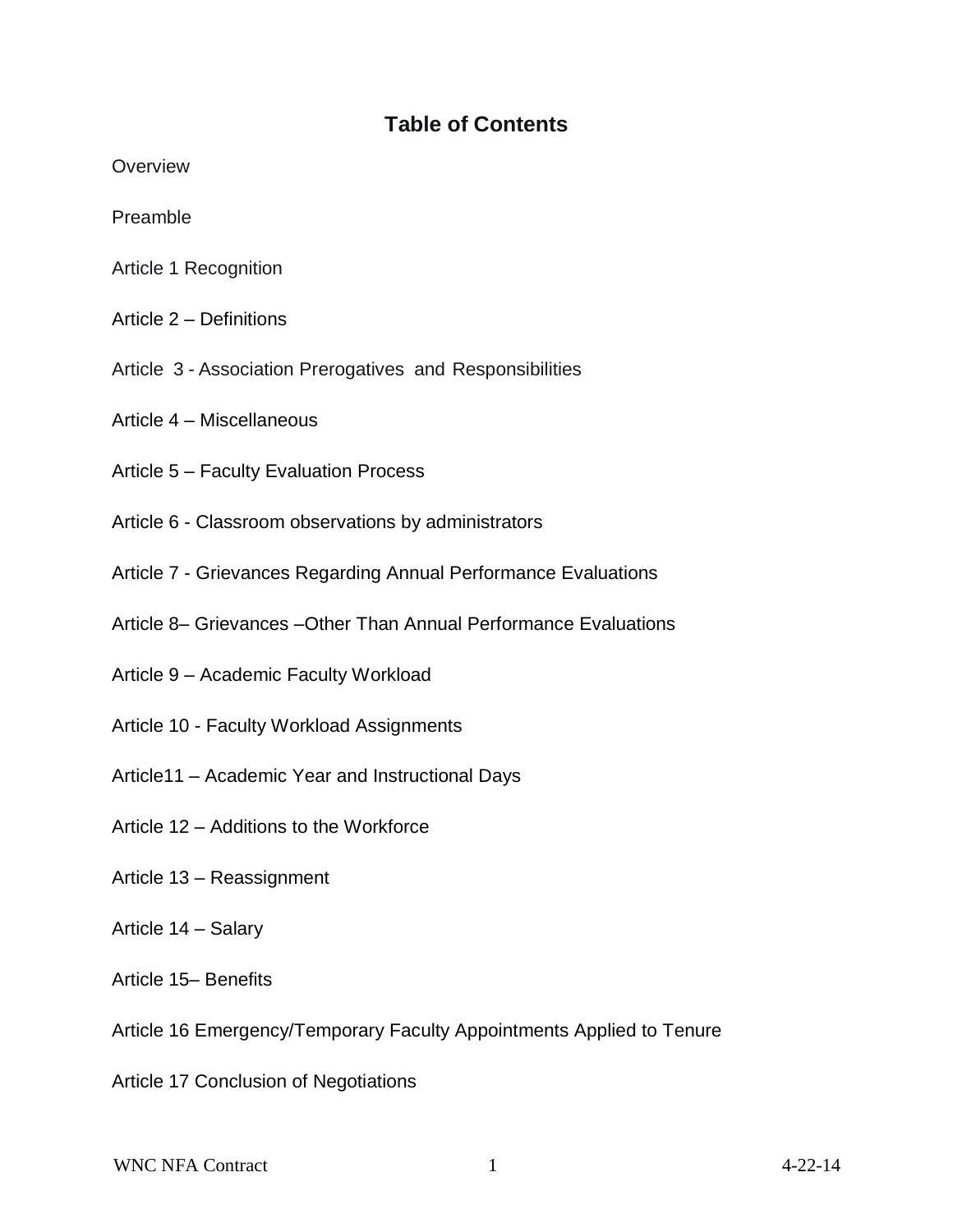# Table of Contents

Overview

Preamble

Article 1 Recognition

Article 2 – Definitions

Article 3 - Association Prerogatives and Responsibilities

Article 4 – Miscellaneous

Article 5 – Faculty Evaluation Process

Article 6 - Classroom observations by administrators

Article 7 - Grievances Regarding Annual Performance Evaluations

Article 8– Grievances –Other Than Annual Performance Evaluations

Article 9 – Academic Faculty Workload

Article 10 - Faculty Workload Assignments

Article11 – Academic Year and Instructional Days

Article 12 – Additions to the Workforce

Article 13 – Reassignment

Article 14 – Salary

Article 15– Benefits

Article 16 Emergency/Temporary Faculty Appointments Applied to Tenure

Article 17 Conclusion of Negotiations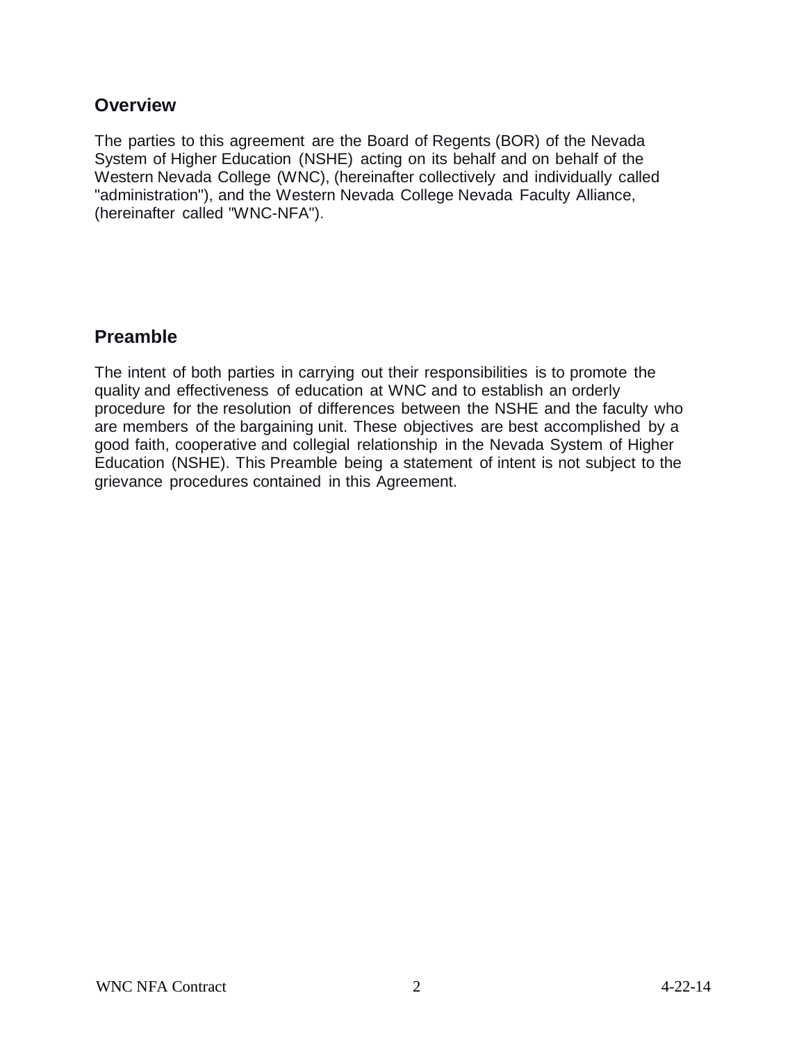## Overview

The parties to this agreement are the Board of Regents (BOR) of the Nevada System of Higher Education (NSHE) acting on its behalf and on behalf of the Western Nevada College (WNC), (hereinafter collectively and individually called "administration"), and the Western Nevada College Nevada Faculty Alliance, (hereinafter called "WNC-NFA").

## Preamble

The intent of both parties in carrying out their responsibilities is to promote the quality and effectiveness of education at WNC and to establish an orderly procedure for the resolution of differences between the NSHE and the faculty who are members of the bargaining unit. These objectives are best accomplished by a good faith, cooperative and collegial relationship in the Nevada System of Higher Education (NSHE). This Preamble being a statement of intent is not subject to the grievance procedures contained in this Agreement.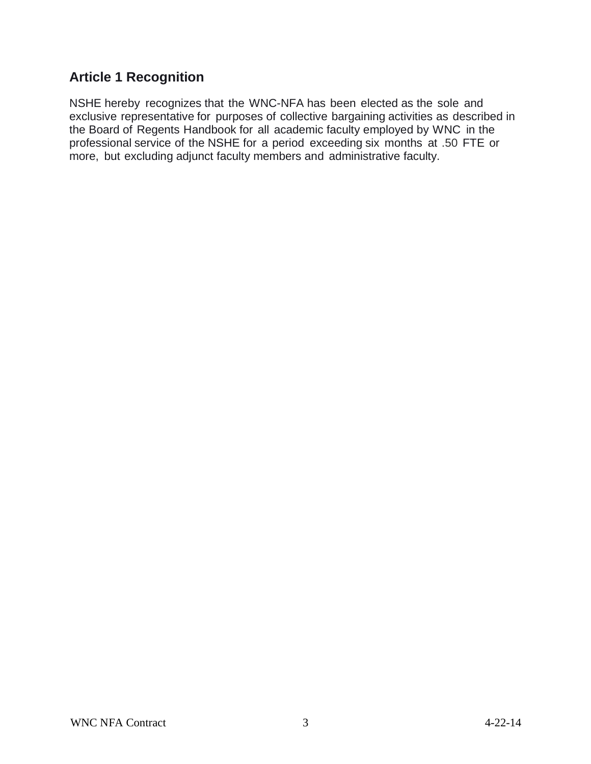## Article 1 Recognition

NSHE hereby recognizes that the WNC-NFA has been elected as the sole and exclusive representative for purposes of collective bargaining activities as described in the Board of Regents Handbook for all academic faculty employed by WNC in the professional service of the NSHE for a period exceeding six months at .50 FTE or more, but excluding adjunct faculty members and administrative faculty.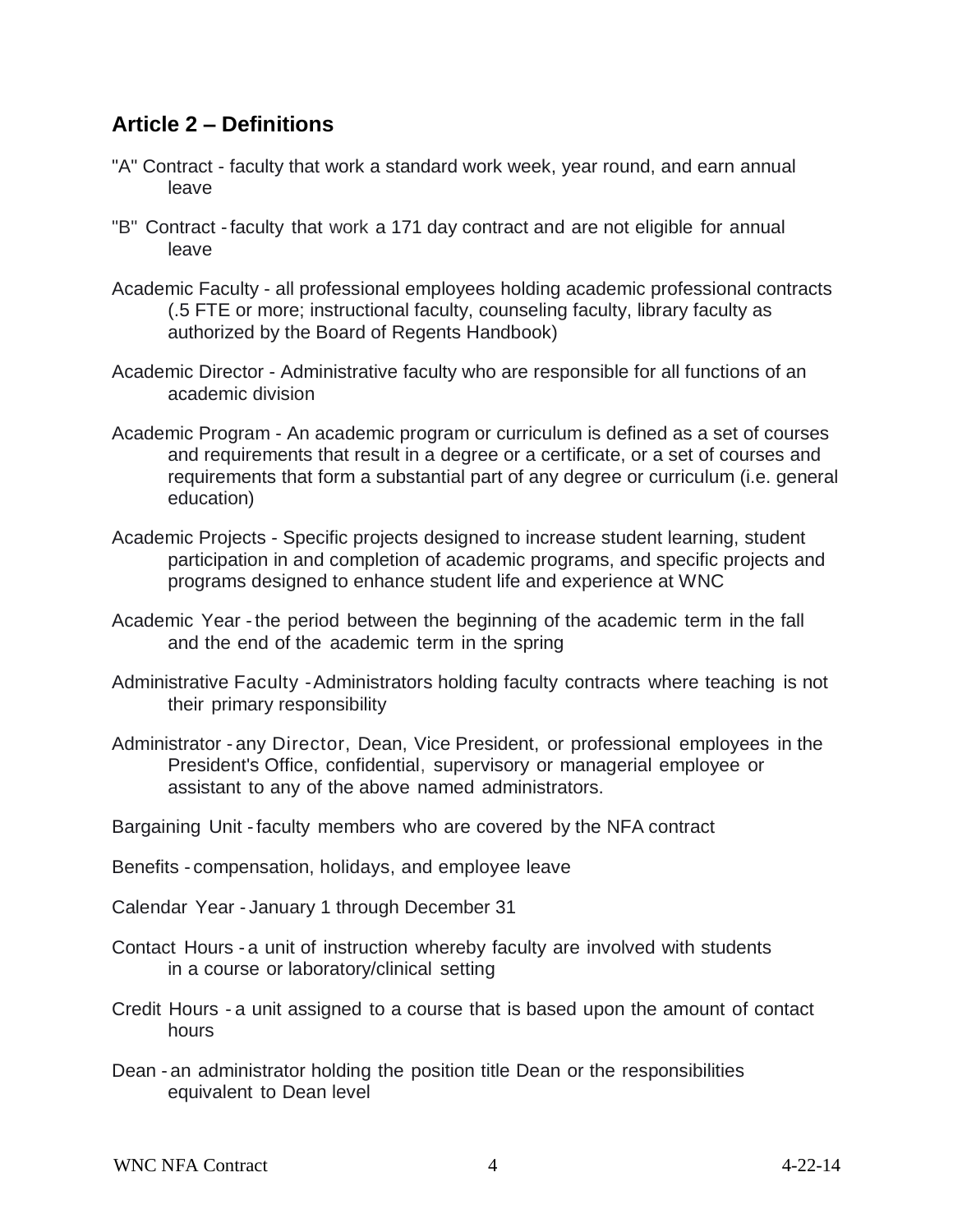## Article 2 – Definitions

"A" Contract - faculty that work a standard work week, year round, and earn annual leave

"B" Contract - faculty that work a 171 day contract and are not eligible for annual leave

Academic Faculty - all professional employees holding academic professional contracts (.5 FTE or more; instructional faculty, counseling faculty, library faculty as authorized by the Board of Regents Handbook)

Academic Director - Administrative faculty who are responsible for all functions of an academic division

Academic Program - An academic program or curriculum is defined as a set of courses and requirements that result in a degree or a certificate, or a set of courses and requirements that form a substantial part of any degree or curriculum (i.e. general education)

Academic Projects - Specific projects designed to increase student learning, student participation in and completion of academic programs, and specific projects and programs designed to enhance student life and experience at WNC

Academic Year - the period between the beginning of the academic term in the fall and the end of the academic term in the spring

Administrative Faculty - Administrators holding faculty contracts where teaching is not their primary responsibility

Administrator - any Director, Dean, Vice President, or professional employees in the President's Office, confidential, supervisory or managerial employee or assistant to any of the above named administrators.

Bargaining Unit - faculty members who are covered by the NFA contract

Benefits - compensation, holidays, and employee leave

Calendar Year - January 1 through December 31

Contact Hours - a unit of instruction whereby faculty are involved with students in a course or laboratory/clinical setting

Credit Hours - a unit assigned to a course that is based upon the amount of contact hours

Dean - an administrator holding the position title Dean or the responsibilities equivalent to Dean level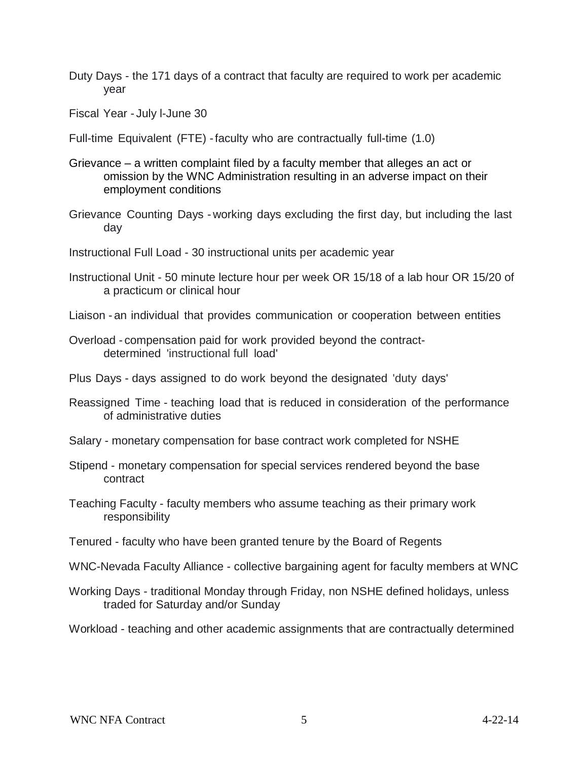Duty Days - the 171 days of a contract that faculty are required to work per academic year

Fiscal Year - July l-June 30

Full-time Equivalent (FTE) - faculty who are contractually full-time (1.0)

Grievance – a written complaint filed by a faculty member that alleges an act or omission by the WNC Administration resulting in an adverse impact on their employment conditions

Grievance Counting Days - working days excluding the first day, but including the last day

Instructional Full Load - 30 instructional units per academic year

Instructional Unit - 50 minute lecture hour per week OR 15/18 of a lab hour OR 15/20 of a practicum or clinical hour

Liaison - an individual that provides communication or cooperation between entities

Overload - compensation paid for work provided beyond the contract-determined 'instructional full load'

Plus Days - days assigned to do work beyond the designated 'duty days'

Reassigned Time - teaching load that is reduced in consideration of the performance of administrative duties

Salary - monetary compensation for base contract work completed for NSHE

Stipend - monetary compensation for special services rendered beyond the base contract

Teaching Faculty - faculty members who assume teaching as their primary work responsibility

Tenured - faculty who have been granted tenure by the Board of Regents

WNC-Nevada Faculty Alliance - collective bargaining agent for faculty members at WNC

Working Days - traditional Monday through Friday, non NSHE defined holidays, unless traded for Saturday and/or Sunday

Workload - teaching and other academic assignments that are contractually determined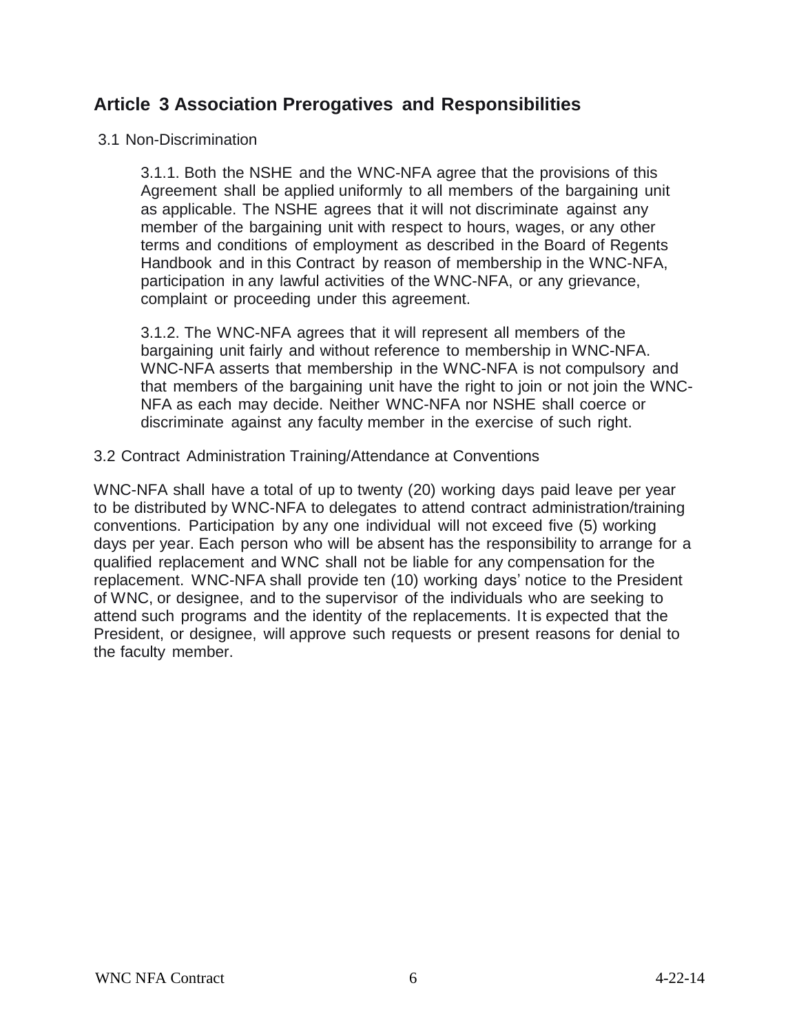## Article 3 Association Prerogatives and Responsibilities

### 3.1 Non-Discrimination

3.1.1. Both the NSHE and the WNC-NFA agree that the provisions of this Agreement shall be applied uniformly to all members of the bargaining unit as applicable. The NSHE agrees that it will not discriminate against any member of the bargaining unit with respect to hours, wages, or any other terms and conditions of employment as described in the Board of Regents Handbook and in this Contract by reason of membership in the WNC-NFA, participation in any lawful activities of the WNC-NFA, or any grievance, complaint or proceeding under this agreement.

3.1.2. The WNC-NFA agrees that it will represent all members of the bargaining unit fairly and without reference to membership in WNC-NFA. WNC-NFA asserts that membership in the WNC-NFA is not compulsory and that members of the bargaining unit have the right to join or not join the WNC-NFA as each may decide. Neither WNC-NFA nor NSHE shall coerce or discriminate against any faculty member in the exercise of such right.

### 3.2 Contract Administration Training/Attendance at Conventions

WNC-NFA shall have a total of up to twenty (20) working days paid leave per year to be distributed by WNC-NFA to delegates to attend contract administration/training conventions. Participation by any one individual will not exceed five (5) working days per year. Each person who will be absent has the responsibility to arrange for a qualified replacement and WNC shall not be liable for any compensation for the replacement. WNC-NFA shall provide ten (10) working days' notice to the President of WNC, or designee, and to the supervisor of the individuals who are seeking to attend such programs and the identity of the replacements. It is expected that the President, or designee, will approve such requests or present reasons for denial to the faculty member.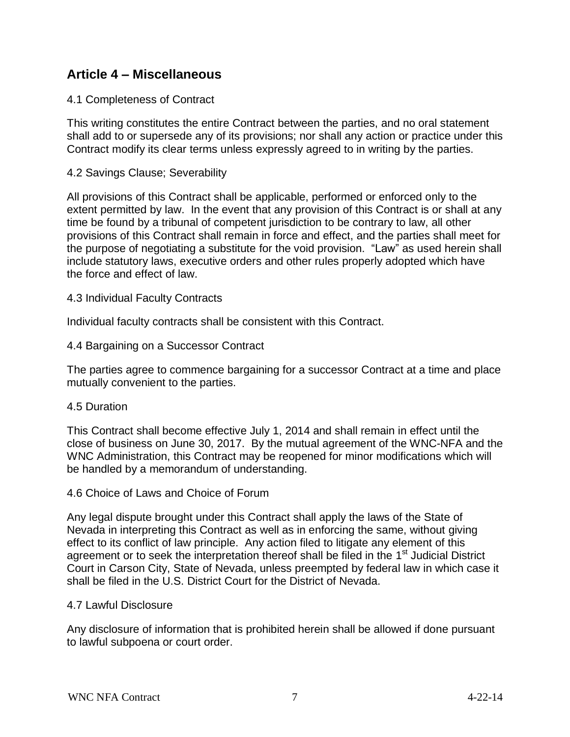## Article 4 – Miscellaneous

4.1 Completeness of Contract

This writing constitutes the entire Contract between the parties, and no oral statement shall add to or supersede any of its provisions; nor shall any action or practice under this Contract modify its clear terms unless expressly agreed to in writing by the parties.

4.2 Savings Clause; Severability

All provisions of this Contract shall be applicable, performed or enforced only to the extent permitted by law. In the event that any provision of this Contract is or shall at any time be found by a tribunal of competent jurisdiction to be contrary to law, all other provisions of this Contract shall remain in force and effect, and the parties shall meet for the purpose of negotiating a substitute for the void provision. "Law" as used herein shall include statutory laws, executive orders and other rules properly adopted which have the force and effect of law.

4.3 Individual Faculty Contracts

Individual faculty contracts shall be consistent with this Contract.

4.4 Bargaining on a Successor Contract

The parties agree to commence bargaining for a successor Contract at a time and place mutually convenient to the parties.

4.5 Duration

This Contract shall become effective July 1, 2014 and shall remain in effect until the close of business on June 30, 2017. By the mutual agreement of the WNC-NFA and the WNC Administration, this Contract may be reopened for minor modifications which will be handled by a memorandum of understanding.

4.6 Choice of Laws and Choice of Forum

Any legal dispute brought under this Contract shall apply the laws of the State of Nevada in interpreting this Contract as well as in enforcing the same, without giving effect to its conflict of law principle. Any action filed to litigate any element of this agreement or to seek the interpretation thereof shall be filed in the 1st Judicial District Court in Carson City, State of Nevada, unless preempted by federal law in which case it shall be filed in the U.S. District Court for the District of Nevada.

4.7 Lawful Disclosure

Any disclosure of information that is prohibited herein shall be allowed if done pursuant to lawful subpoena or court order.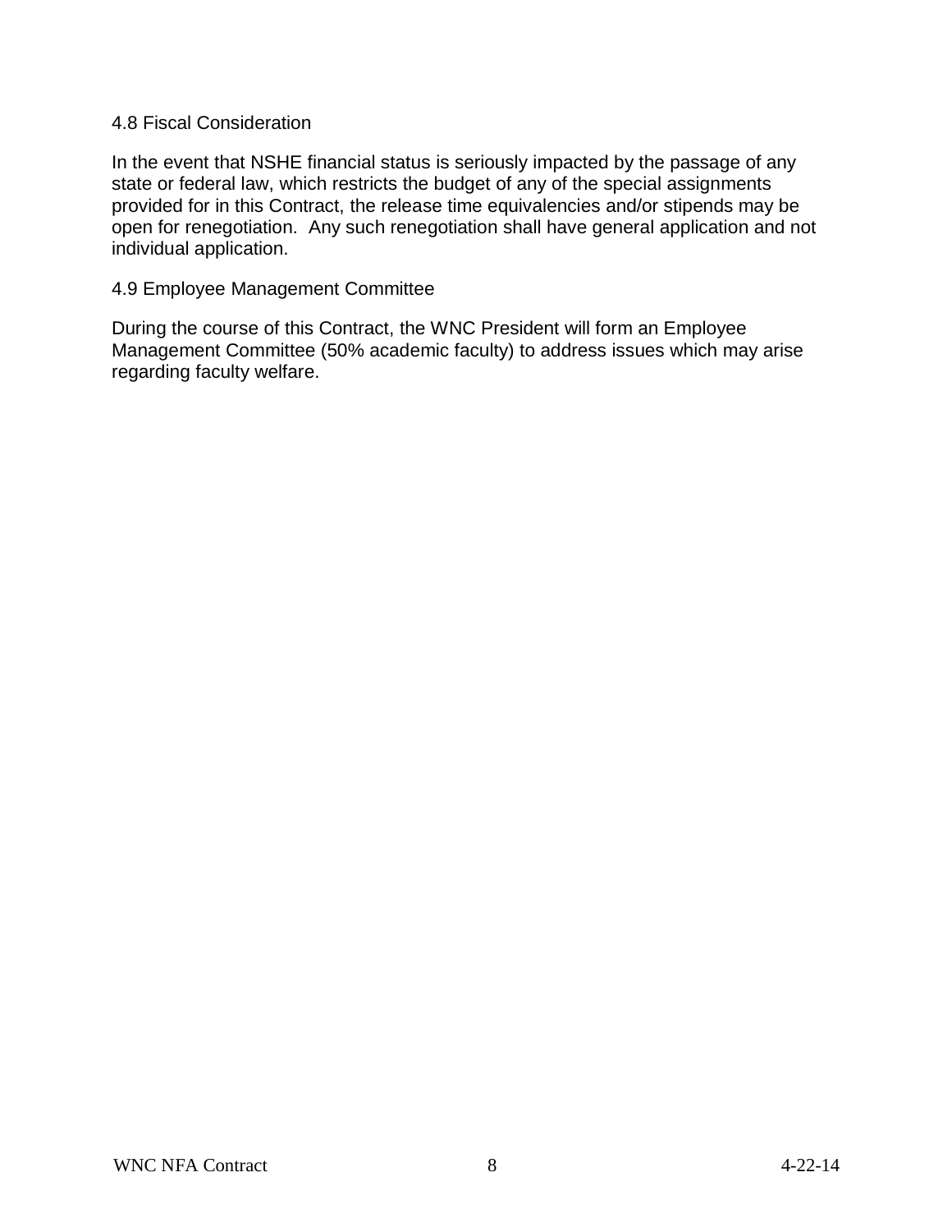### 4.8 Fiscal Consideration

In the event that NSHE financial status is seriously impacted by the passage of any state or federal law, which restricts the budget of any of the special assignments provided for in this Contract, the release time equivalencies and/or stipends may be open for renegotiation. Any such renegotiation shall have general application and not individual application.

### 4.9 Employee Management Committee

During the course of this Contract, the WNC President will form an Employee Management Committee (50% academic faculty) to address issues which may arise regarding faculty welfare.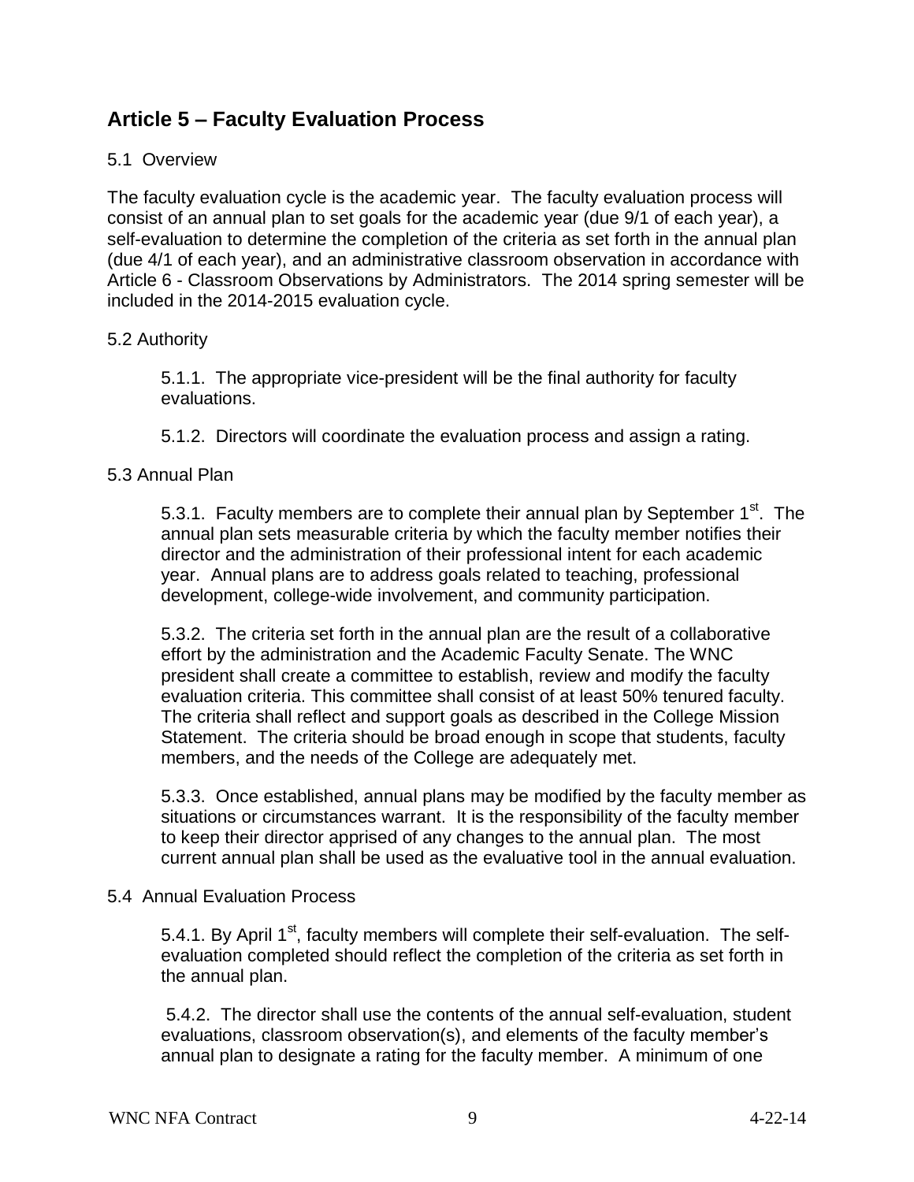## Article 5 – Faculty Evaluation Process

5.1 Overview

The faculty evaluation cycle is the academic year. The faculty evaluation process will consist of an annual plan to set goals for the academic year (due 9/1 of each year), a self-evaluation to determine the completion of the criteria as set forth in the annual plan (due 4/1 of each year), and an administrative classroom observation in accordance with Article 6 - Classroom Observations by Administrators. The 2014 spring semester will be included in the 2014-2015 evaluation cycle.

5.2 Authority

5.1.1. The appropriate vice-president will be the final authority for faculty evaluations.

5.1.2. Directors will coordinate the evaluation process and assign a rating.

5.3 Annual Plan

5.3.1. Faculty members are to complete their annual plan by September 1st. The annual plan sets measurable criteria by which the faculty member notifies their director and the administration of their professional intent for each academic year. Annual plans are to address goals related to teaching, professional development, college-wide involvement, and community participation.

5.3.2. The criteria set forth in the annual plan are the result of a collaborative effort by the administration and the Academic Faculty Senate. The WNC president shall create a committee to establish, review and modify the faculty evaluation criteria. This committee shall consist of at least 50% tenured faculty. The criteria shall reflect and support goals as described in the College Mission Statement. The criteria should be broad enough in scope that students, faculty members, and the needs of the College are adequately met.

5.3.3. Once established, annual plans may be modified by the faculty member as situations or circumstances warrant. It is the responsibility of the faculty member to keep their director apprised of any changes to the annual plan. The most current annual plan shall be used as the evaluative tool in the annual evaluation.

5.4 Annual Evaluation Process

5.4.1. By April 1st, faculty members will complete their self-evaluation. The self-evaluation completed should reflect the completion of the criteria as set forth in the annual plan.

5.4.2. The director shall use the contents of the annual self-evaluation, student evaluations, classroom observation(s), and elements of the faculty member's annual plan to designate a rating for the faculty member. A minimum of one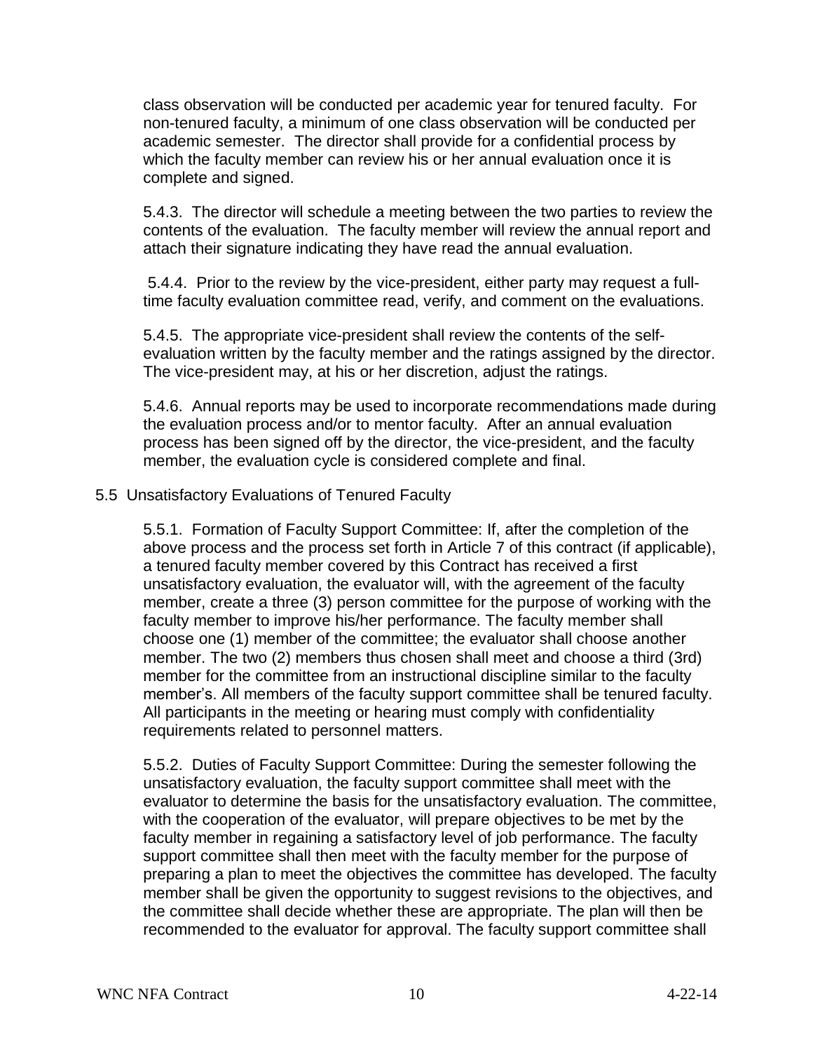class observation will be conducted per academic year for tenured faculty. For non-tenured faculty, a minimum of one class observation will be conducted per academic semester. The director shall provide for a confidential process by which the faculty member can review his or her annual evaluation once it is complete and signed.

5.4.3. The director will schedule a meeting between the two parties to review the contents of the evaluation. The faculty member will review the annual report and attach their signature indicating they have read the annual evaluation.

5.4.4. Prior to the review by the vice-president, either party may request a full-time faculty evaluation committee read, verify, and comment on the evaluations.

5.4.5. The appropriate vice-president shall review the contents of the self-evaluation written by the faculty member and the ratings assigned by the director. The vice-president may, at his or her discretion, adjust the ratings.

5.4.6. Annual reports may be used to incorporate recommendations made during the evaluation process and/or to mentor faculty. After an annual evaluation process has been signed off by the director, the vice-president, and the faculty member, the evaluation cycle is considered complete and final.

5.5 Unsatisfactory Evaluations of Tenured Faculty

5.5.1. Formation of Faculty Support Committee: If, after the completion of the above process and the process set forth in Article 7 of this contract (if applicable), a tenured faculty member covered by this Contract has received a first unsatisfactory evaluation, the evaluator will, with the agreement of the faculty member, create a three (3) person committee for the purpose of working with the faculty member to improve his/her performance. The faculty member shall choose one (1) member of the committee; the evaluator shall choose another member. The two (2) members thus chosen shall meet and choose a third (3rd) member for the committee from an instructional discipline similar to the faculty member's. All members of the faculty support committee shall be tenured faculty. All participants in the meeting or hearing must comply with confidentiality requirements related to personnel matters.

5.5.2. Duties of Faculty Support Committee: During the semester following the unsatisfactory evaluation, the faculty support committee shall meet with the evaluator to determine the basis for the unsatisfactory evaluation. The committee, with the cooperation of the evaluator, will prepare objectives to be met by the faculty member in regaining a satisfactory level of job performance. The faculty support committee shall then meet with the faculty member for the purpose of preparing a plan to meet the objectives the committee has developed. The faculty member shall be given the opportunity to suggest revisions to the objectives, and the committee shall decide whether these are appropriate. The plan will then be recommended to the evaluator for approval. The faculty support committee shall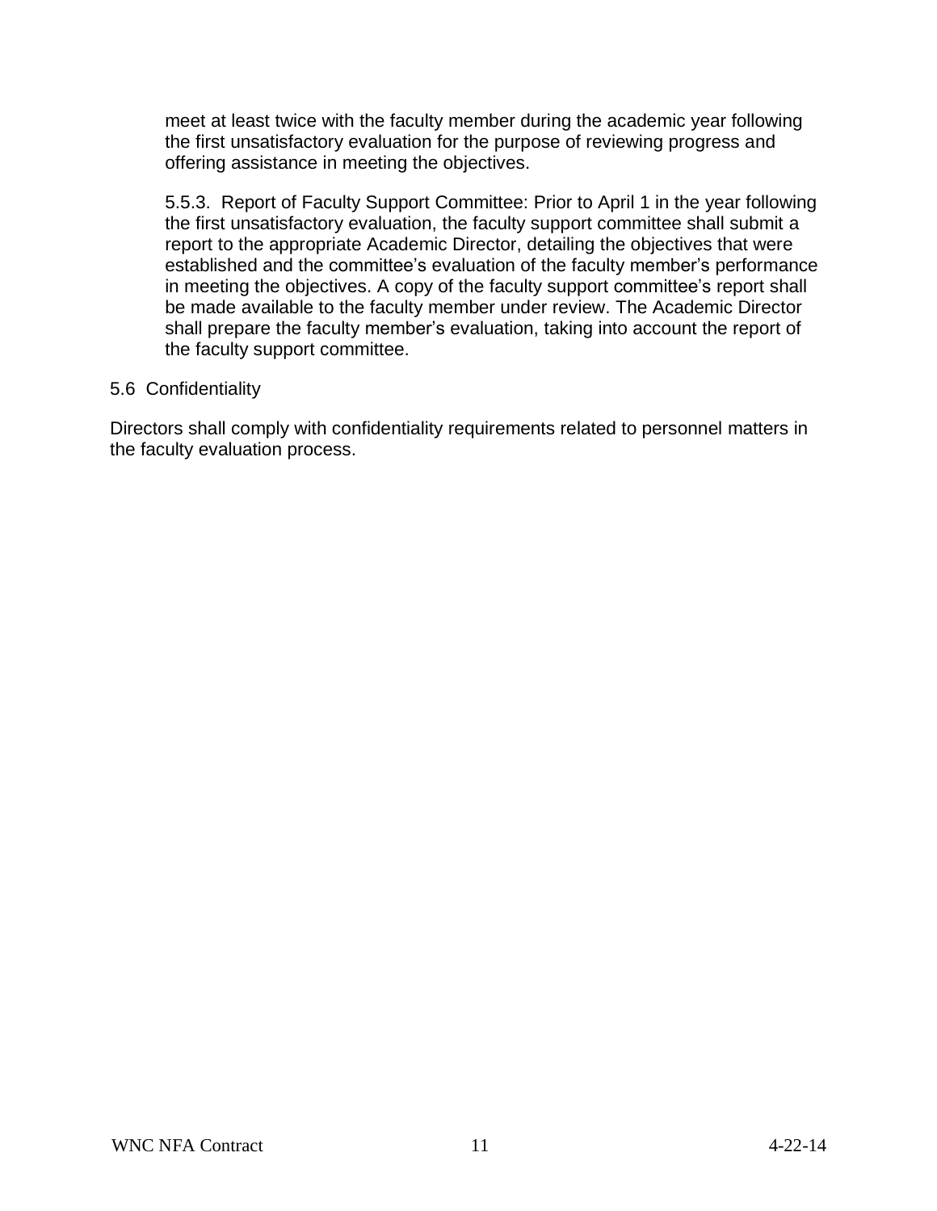meet at least twice with the faculty member during the academic year following the first unsatisfactory evaluation for the purpose of reviewing progress and offering assistance in meeting the objectives.

5.5.3. Report of Faculty Support Committee: Prior to April 1 in the year following the first unsatisfactory evaluation, the faculty support committee shall submit a report to the appropriate Academic Director, detailing the objectives that were established and the committee's evaluation of the faculty member's performance in meeting the objectives. A copy of the faculty support committee's report shall be made available to the faculty member under review. The Academic Director shall prepare the faculty member's evaluation, taking into account the report of the faculty support committee.

### 5.6 Confidentiality

Directors shall comply with confidentiality requirements related to personnel matters in the faculty evaluation process.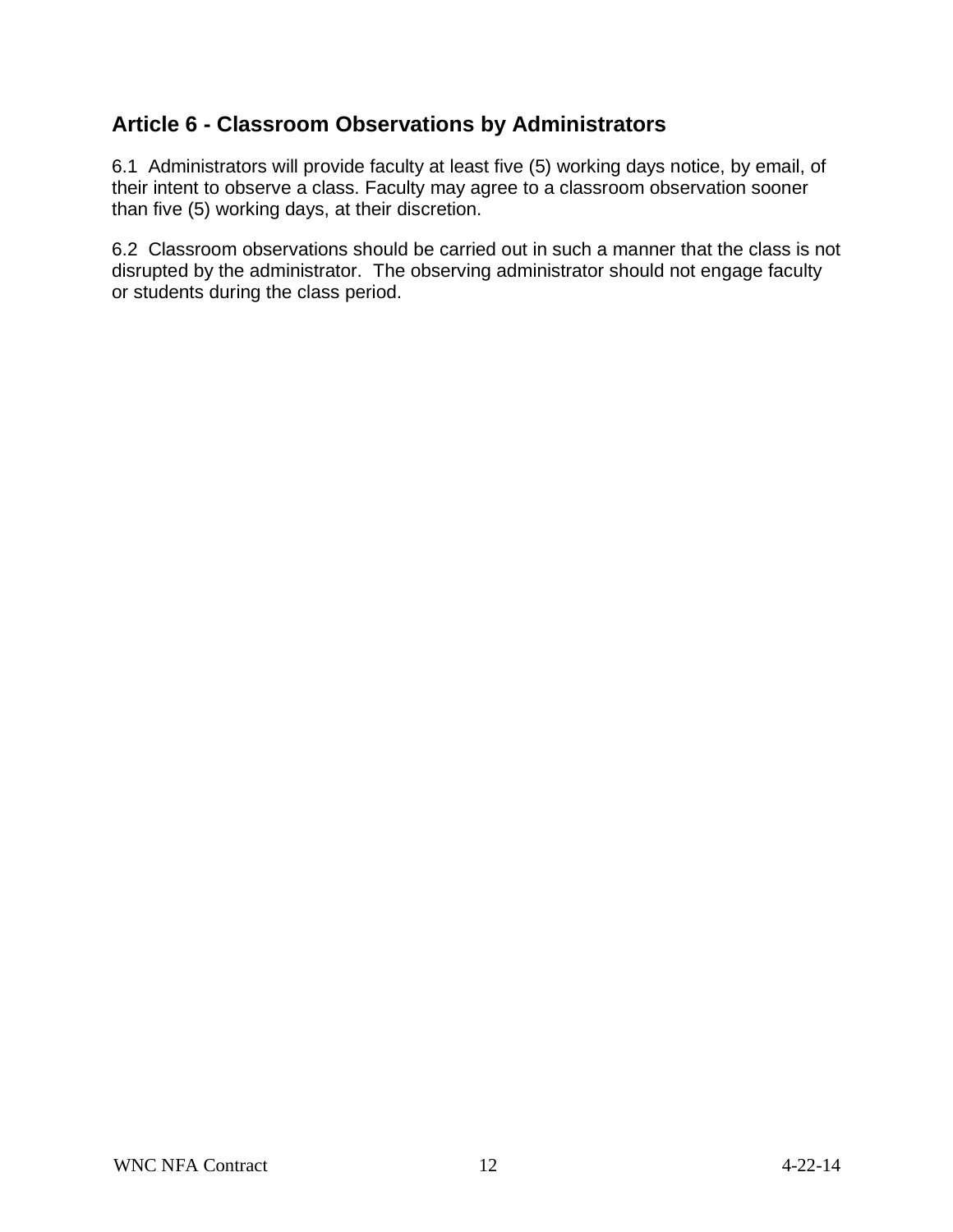## Article 6 - Classroom Observations by Administrators

6.1 Administrators will provide faculty at least five (5) working days notice, by email, of their intent to observe a class. Faculty may agree to a classroom observation sooner than five (5) working days, at their discretion.

6.2 Classroom observations should be carried out in such a manner that the class is not disrupted by the administrator. The observing administrator should not engage faculty or students during the class period.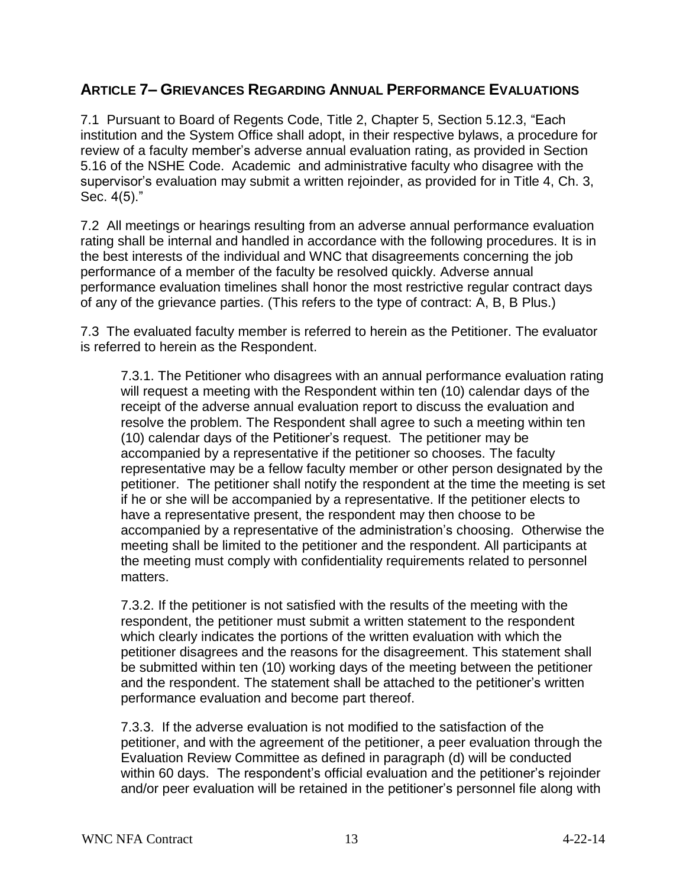## ARTICLE 7– GRIEVANCES REGARDING ANNUAL PERFORMANCE EVALUATIONS

7.1 Pursuant to Board of Regents Code, Title 2, Chapter 5, Section 5.12.3, "Each institution and the System Office shall adopt, in their respective bylaws, a procedure for review of a faculty member's adverse annual evaluation rating, as provided in Section 5.16 of the NSHE Code. Academic and administrative faculty who disagree with the supervisor's evaluation may submit a written rejoinder, as provided for in Title 4, Ch. 3, Sec. 4(5)."

7.2 All meetings or hearings resulting from an adverse annual performance evaluation rating shall be internal and handled in accordance with the following procedures. It is in the best interests of the individual and WNC that disagreements concerning the job performance of a member of the faculty be resolved quickly. Adverse annual performance evaluation timelines shall honor the most restrictive regular contract days of any of the grievance parties. (This refers to the type of contract: A, B, B Plus.)

7.3 The evaluated faculty member is referred to herein as the Petitioner. The evaluator is referred to herein as the Respondent.

7.3.1. The Petitioner who disagrees with an annual performance evaluation rating will request a meeting with the Respondent within ten (10) calendar days of the receipt of the adverse annual evaluation report to discuss the evaluation and resolve the problem. The Respondent shall agree to such a meeting within ten (10) calendar days of the Petitioner's request. The petitioner may be accompanied by a representative if the petitioner so chooses. The faculty representative may be a fellow faculty member or other person designated by the petitioner. The petitioner shall notify the respondent at the time the meeting is set if he or she will be accompanied by a representative. If the petitioner elects to have a representative present, the respondent may then choose to be accompanied by a representative of the administration's choosing. Otherwise the meeting shall be limited to the petitioner and the respondent. All participants at the meeting must comply with confidentiality requirements related to personnel matters.

7.3.2. If the petitioner is not satisfied with the results of the meeting with the respondent, the petitioner must submit a written statement to the respondent which clearly indicates the portions of the written evaluation with which the petitioner disagrees and the reasons for the disagreement. This statement shall be submitted within ten (10) working days of the meeting between the petitioner and the respondent. The statement shall be attached to the petitioner's written performance evaluation and become part thereof.

7.3.3. If the adverse evaluation is not modified to the satisfaction of the petitioner, and with the agreement of the petitioner, a peer evaluation through the Evaluation Review Committee as defined in paragraph (d) will be conducted within 60 days. The respondent's official evaluation and the petitioner's rejoinder and/or peer evaluation will be retained in the petitioner's personnel file along with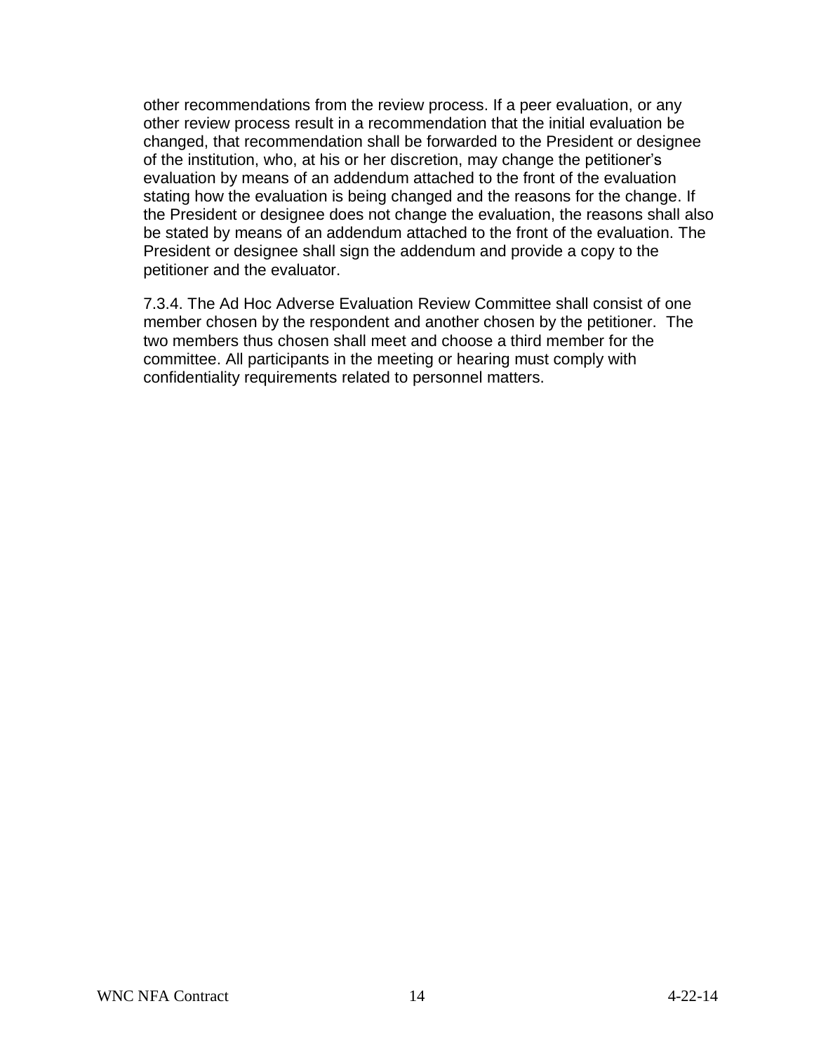other recommendations from the review process. If a peer evaluation, or any other review process result in a recommendation that the initial evaluation be changed, that recommendation shall be forwarded to the President or designee of the institution, who, at his or her discretion, may change the petitioner's evaluation by means of an addendum attached to the front of the evaluation stating how the evaluation is being changed and the reasons for the change. If the President or designee does not change the evaluation, the reasons shall also be stated by means of an addendum attached to the front of the evaluation. The President or designee shall sign the addendum and provide a copy to the petitioner and the evaluator.

7.3.4. The Ad Hoc Adverse Evaluation Review Committee shall consist of one member chosen by the respondent and another chosen by the petitioner. The two members thus chosen shall meet and choose a third member for the committee. All participants in the meeting or hearing must comply with confidentiality requirements related to personnel matters.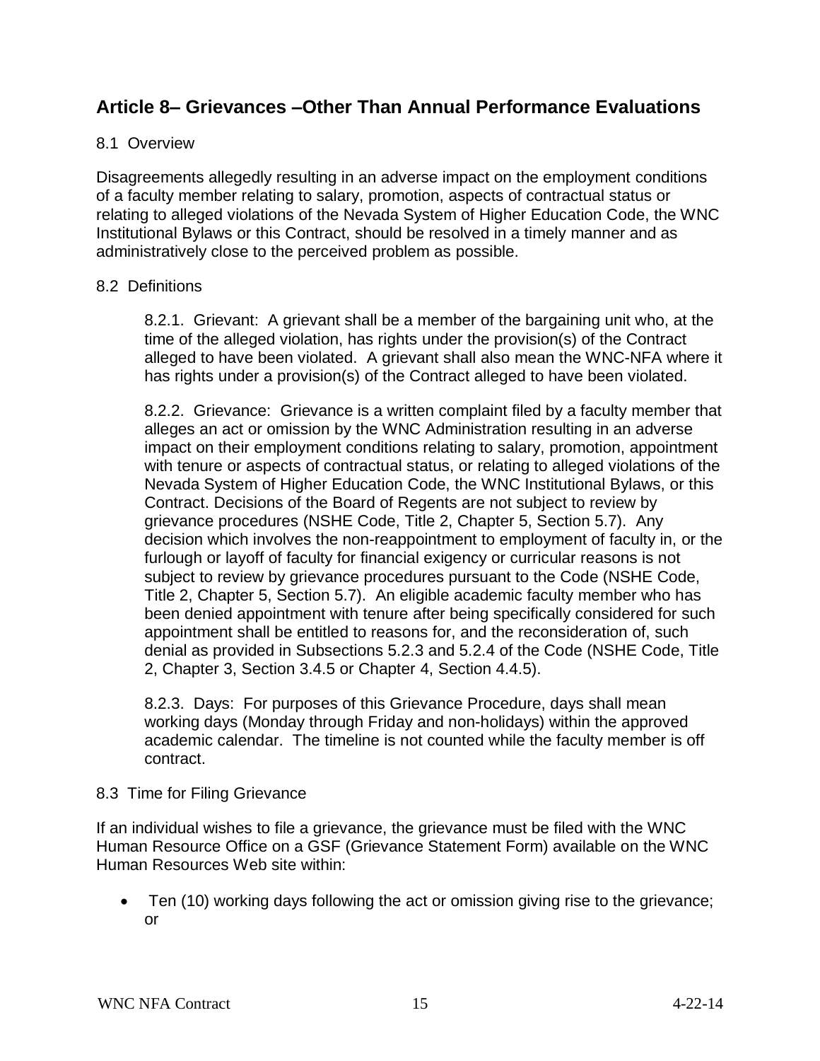## Article 8– Grievances –Other Than Annual Performance Evaluations

### 8.1 Overview

Disagreements allegedly resulting in an adverse impact on the employment conditions of a faculty member relating to salary, promotion, aspects of contractual status or relating to alleged violations of the Nevada System of Higher Education Code, the WNC Institutional Bylaws or this Contract, should be resolved in a timely manner and as administratively close to the perceived problem as possible.

### 8.2 Definitions

8.2.1. Grievant: A grievant shall be a member of the bargaining unit who, at the time of the alleged violation, has rights under the provision(s) of the Contract alleged to have been violated. A grievant shall also mean the WNC-NFA where it has rights under a provision(s) of the Contract alleged to have been violated.

8.2.2. Grievance: Grievance is a written complaint filed by a faculty member that alleges an act or omission by the WNC Administration resulting in an adverse impact on their employment conditions relating to salary, promotion, appointment with tenure or aspects of contractual status, or relating to alleged violations of the Nevada System of Higher Education Code, the WNC Institutional Bylaws, or this Contract. Decisions of the Board of Regents are not subject to review by grievance procedures (NSHE Code, Title 2, Chapter 5, Section 5.7). Any decision which involves the non-reappointment to employment of faculty in, or the furlough or layoff of faculty for financial exigency or curricular reasons is not subject to review by grievance procedures pursuant to the Code (NSHE Code, Title 2, Chapter 5, Section 5.7). An eligible academic faculty member who has been denied appointment with tenure after being specifically considered for such appointment shall be entitled to reasons for, and the reconsideration of, such denial as provided in Subsections 5.2.3 and 5.2.4 of the Code (NSHE Code, Title 2, Chapter 3, Section 3.4.5 or Chapter 4, Section 4.4.5).

8.2.3. Days: For purposes of this Grievance Procedure, days shall mean working days (Monday through Friday and non-holidays) within the approved academic calendar. The timeline is not counted while the faculty member is off contract.

### 8.3 Time for Filing Grievance

If an individual wishes to file a grievance, the grievance must be filed with the WNC Human Resource Office on a GSF (Grievance Statement Form) available on the WNC Human Resources Web site within:

- Ten (10) working days following the act or omission giving rise to the grievance; or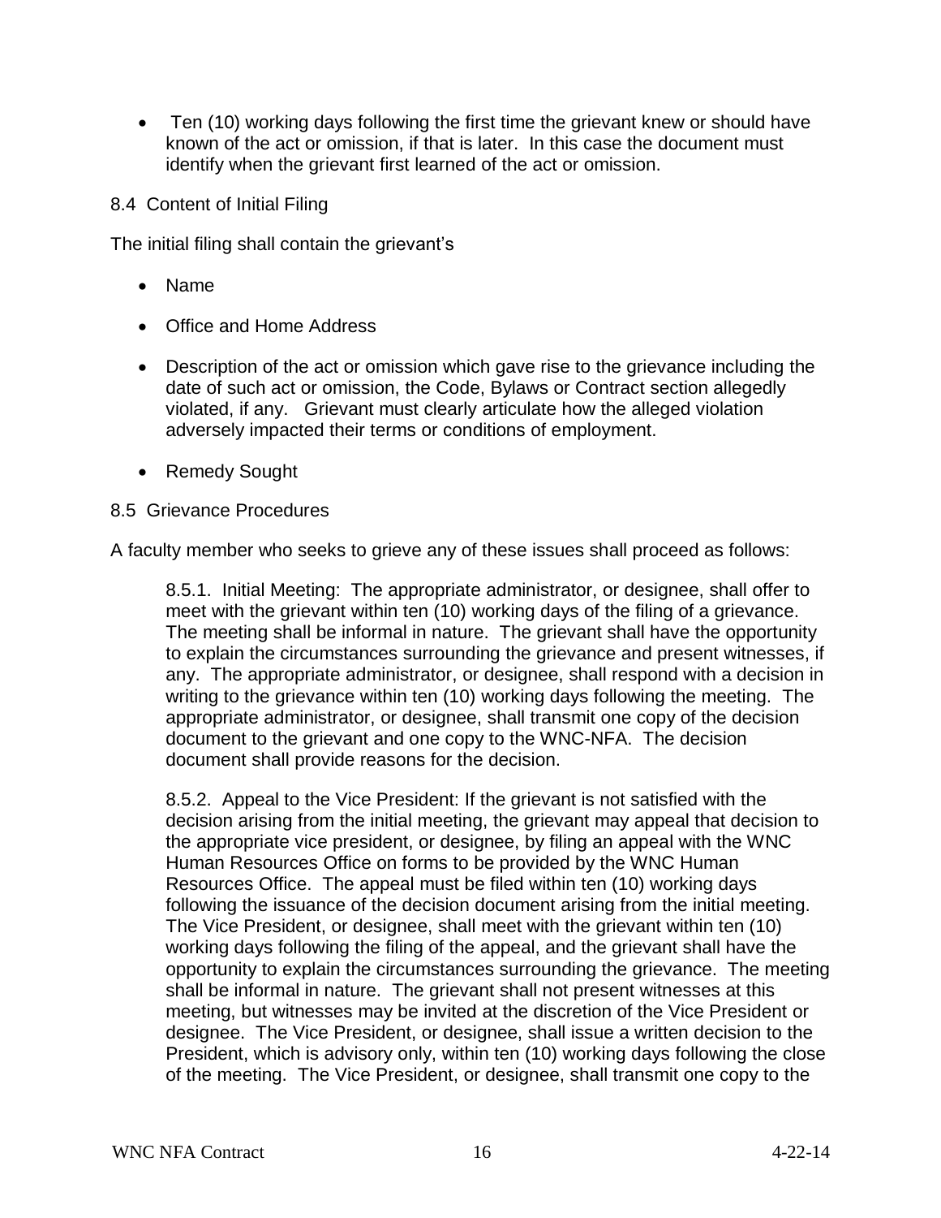- Ten (10) working days following the first time the grievant knew or should have known of the act or omission, if that is later. In this case the document must identify when the grievant first learned of the act or omission.

8.4 Content of Initial Filing

The initial filing shall contain the grievant's

- Name
- Office and Home Address
- Description of the act or omission which gave rise to the grievance including the date of such act or omission, the Code, Bylaws or Contract section allegedly violated, if any. Grievant must clearly articulate how the alleged violation adversely impacted their terms or conditions of employment.
- Remedy Sought

8.5 Grievance Procedures

A faculty member who seeks to grieve any of these issues shall proceed as follows:

> 8.5.1. Initial Meeting: The appropriate administrator, or designee, shall offer to meet with the grievant within ten (10) working days of the filing of a grievance. The meeting shall be informal in nature. The grievant shall have the opportunity to explain the circumstances surrounding the grievance and present witnesses, if any. The appropriate administrator, or designee, shall respond with a decision in writing to the grievance within ten (10) working days following the meeting. The appropriate administrator, or designee, shall transmit one copy of the decision document to the grievant and one copy to the WNC-NFA. The decision document shall provide reasons for the decision.
>
> 8.5.2. Appeal to the Vice President: If the grievant is not satisfied with the decision arising from the initial meeting, the grievant may appeal that decision to the appropriate vice president, or designee, by filing an appeal with the WNC Human Resources Office on forms to be provided by the WNC Human Resources Office. The appeal must be filed within ten (10) working days following the issuance of the decision document arising from the initial meeting. The Vice President, or designee, shall meet with the grievant within ten (10) working days following the filing of the appeal, and the grievant shall have the opportunity to explain the circumstances surrounding the grievance. The meeting shall be informal in nature. The grievant shall not present witnesses at this meeting, but witnesses may be invited at the discretion of the Vice President or designee. The Vice President, or designee, shall issue a written decision to the President, which is advisory only, within ten (10) working days following the close of the meeting. The Vice President, or designee, shall transmit one copy to the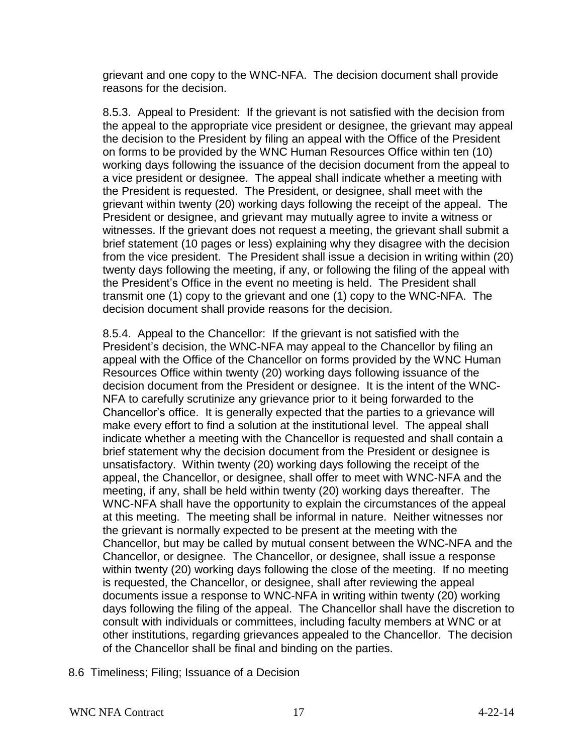grievant and one copy to the WNC-NFA. The decision document shall provide reasons for the decision.

8.5.3. Appeal to President: If the grievant is not satisfied with the decision from the appeal to the appropriate vice president or designee, the grievant may appeal the decision to the President by filing an appeal with the Office of the President on forms to be provided by the WNC Human Resources Office within ten (10) working days following the issuance of the decision document from the appeal to a vice president or designee. The appeal shall indicate whether a meeting with the President is requested. The President, or designee, shall meet with the grievant within twenty (20) working days following the receipt of the appeal. The President or designee, and grievant may mutually agree to invite a witness or witnesses. If the grievant does not request a meeting, the grievant shall submit a brief statement (10 pages or less) explaining why they disagree with the decision from the vice president. The President shall issue a decision in writing within (20) twenty days following the meeting, if any, or following the filing of the appeal with the President's Office in the event no meeting is held. The President shall transmit one (1) copy to the grievant and one (1) copy to the WNC-NFA. The decision document shall provide reasons for the decision.

8.5.4. Appeal to the Chancellor: If the grievant is not satisfied with the President's decision, the WNC-NFA may appeal to the Chancellor by filing an appeal with the Office of the Chancellor on forms provided by the WNC Human Resources Office within twenty (20) working days following issuance of the decision document from the President or designee. It is the intent of the WNC-NFA to carefully scrutinize any grievance prior to it being forwarded to the Chancellor's office. It is generally expected that the parties to a grievance will make every effort to find a solution at the institutional level. The appeal shall indicate whether a meeting with the Chancellor is requested and shall contain a brief statement why the decision document from the President or designee is unsatisfactory. Within twenty (20) working days following the receipt of the appeal, the Chancellor, or designee, shall offer to meet with WNC-NFA and the meeting, if any, shall be held within twenty (20) working days thereafter. The WNC-NFA shall have the opportunity to explain the circumstances of the appeal at this meeting. The meeting shall be informal in nature. Neither witnesses nor the grievant is normally expected to be present at the meeting with the Chancellor, but may be called by mutual consent between the WNC-NFA and the Chancellor, or designee. The Chancellor, or designee, shall issue a response within twenty (20) working days following the close of the meeting. If no meeting is requested, the Chancellor, or designee, shall after reviewing the appeal documents issue a response to WNC-NFA in writing within twenty (20) working days following the filing of the appeal. The Chancellor shall have the discretion to consult with individuals or committees, including faculty members at WNC or at other institutions, regarding grievances appealed to the Chancellor. The decision of the Chancellor shall be final and binding on the parties.

8.6 Timeliness; Filing; Issuance of a Decision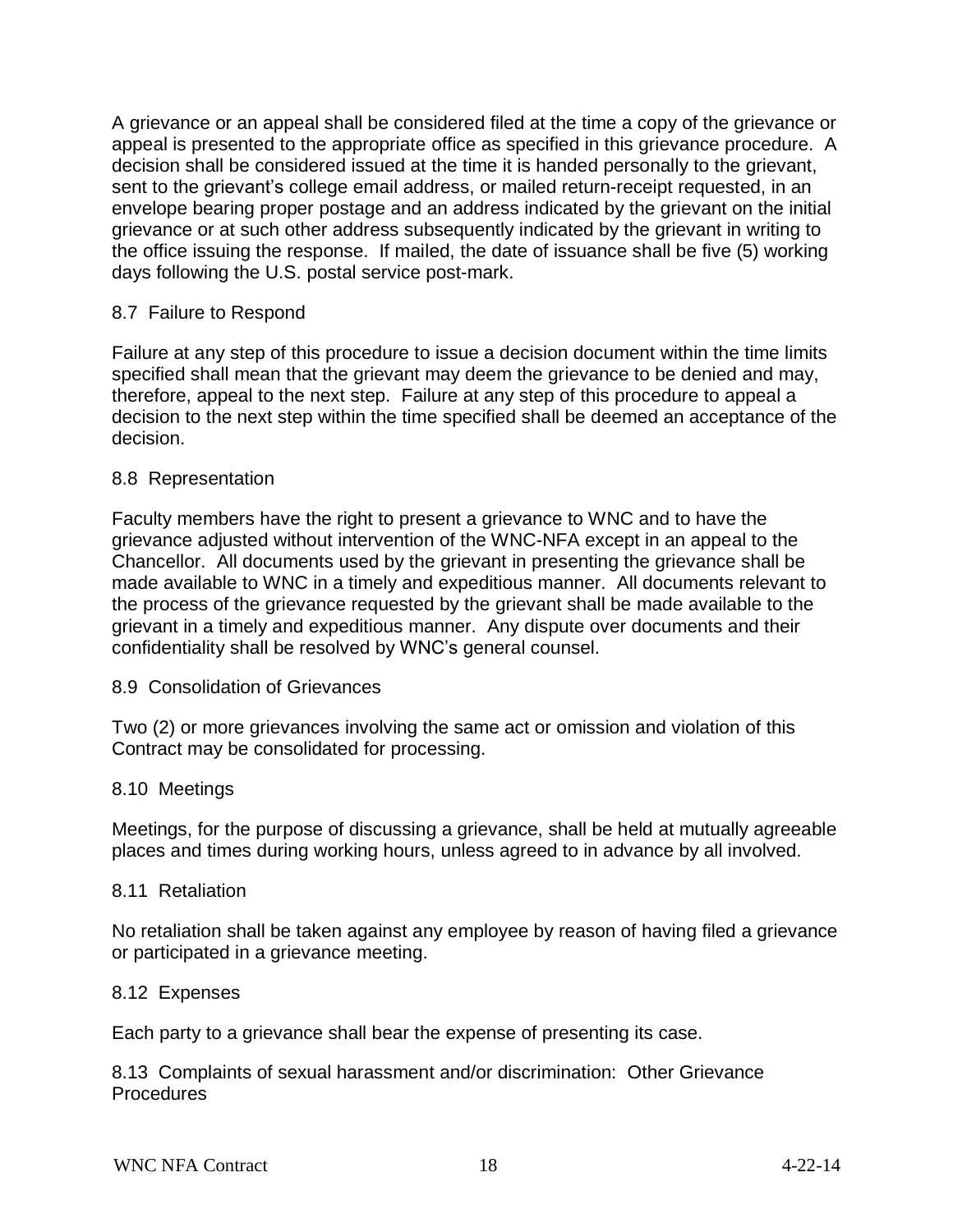A grievance or an appeal shall be considered filed at the time a copy of the grievance or appeal is presented to the appropriate office as specified in this grievance procedure. A decision shall be considered issued at the time it is handed personally to the grievant, sent to the grievant's college email address, or mailed return-receipt requested, in an envelope bearing proper postage and an address indicated by the grievant on the initial grievance or at such other address subsequently indicated by the grievant in writing to the office issuing the response. If mailed, the date of issuance shall be five (5) working days following the U.S. postal service post-mark.

### 8.7 Failure to Respond

Failure at any step of this procedure to issue a decision document within the time limits specified shall mean that the grievant may deem the grievance to be denied and may, therefore, appeal to the next step. Failure at any step of this procedure to appeal a decision to the next step within the time specified shall be deemed an acceptance of the decision.

### 8.8 Representation

Faculty members have the right to present a grievance to WNC and to have the grievance adjusted without intervention of the WNC-NFA except in an appeal to the Chancellor. All documents used by the grievant in presenting the grievance shall be made available to WNC in a timely and expeditious manner. All documents relevant to the process of the grievance requested by the grievant shall be made available to the grievant in a timely and expeditious manner. Any dispute over documents and their confidentiality shall be resolved by WNC's general counsel.

### 8.9 Consolidation of Grievances

Two (2) or more grievances involving the same act or omission and violation of this Contract may be consolidated for processing.

### 8.10 Meetings

Meetings, for the purpose of discussing a grievance, shall be held at mutually agreeable places and times during working hours, unless agreed to in advance by all involved.

### 8.11 Retaliation

No retaliation shall be taken against any employee by reason of having filed a grievance or participated in a grievance meeting.

### 8.12 Expenses

Each party to a grievance shall bear the expense of presenting its case.

### 8.13 Complaints of sexual harassment and/or discrimination: Other Grievance Procedures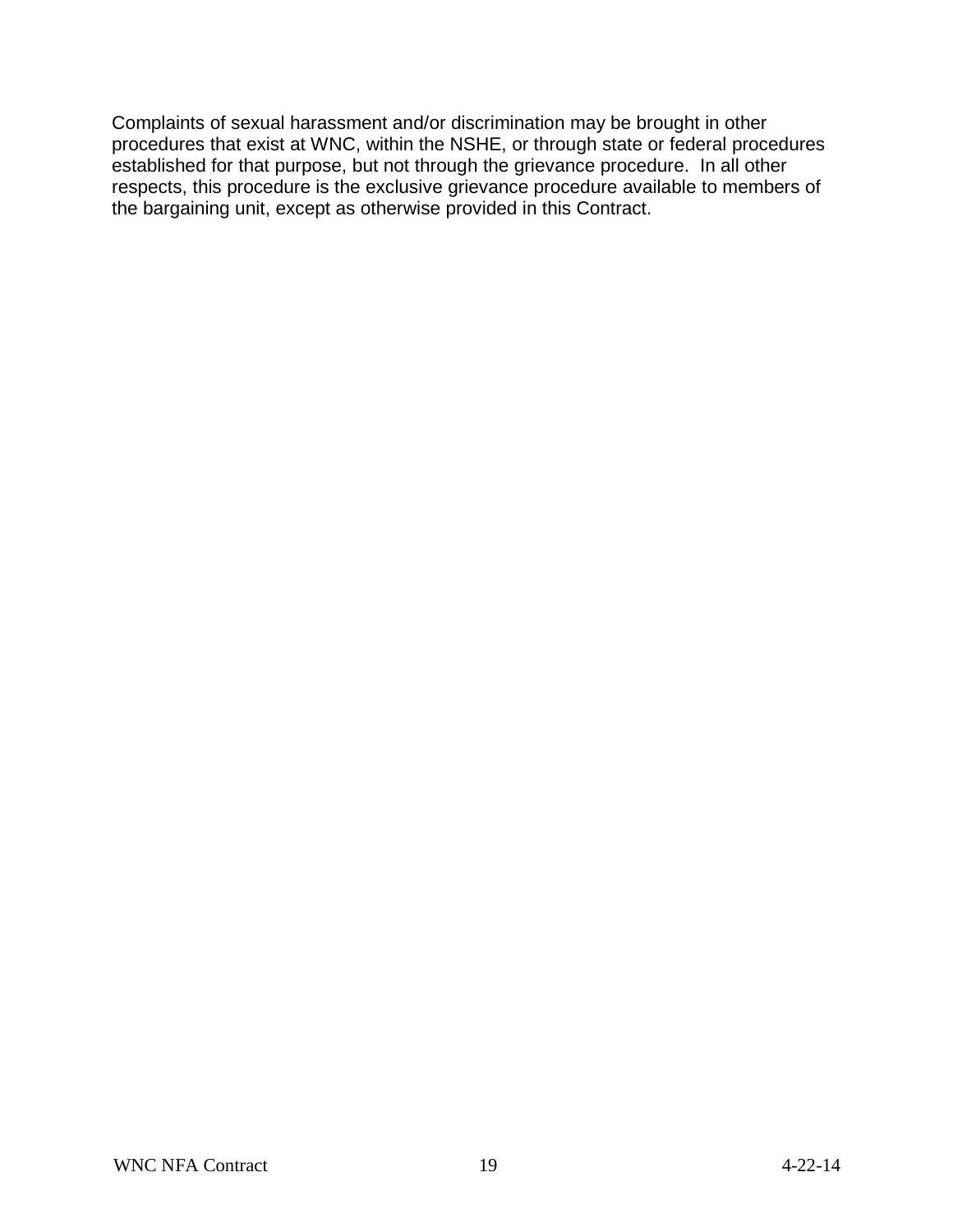Complaints of sexual harassment and/or discrimination may be brought in other procedures that exist at WNC, within the NSHE, or through state or federal procedures established for that purpose, but not through the grievance procedure. In all other respects, this procedure is the exclusive grievance procedure available to members of the bargaining unit, except as otherwise provided in this Contract.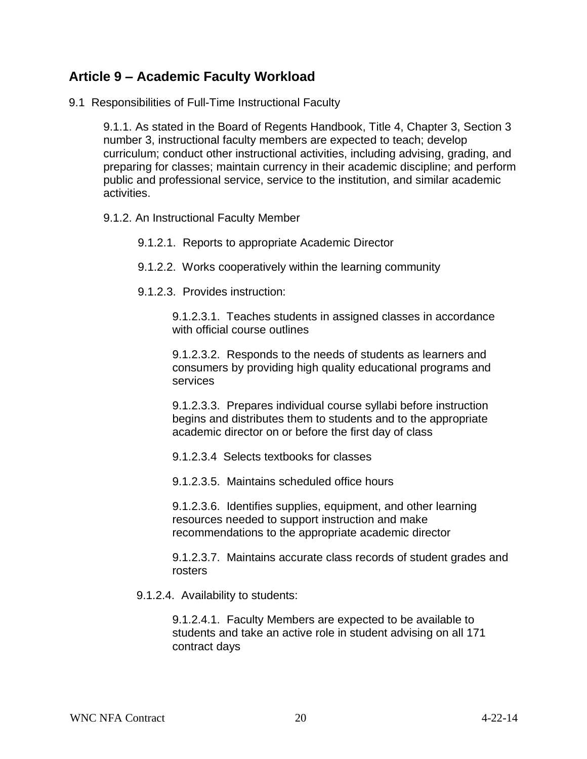## Article 9 – Academic Faculty Workload

9.1 Responsibilities of Full-Time Instructional Faculty

9.1.1. As stated in the Board of Regents Handbook, Title 4, Chapter 3, Section 3 number 3, instructional faculty members are expected to teach; develop curriculum; conduct other instructional activities, including advising, grading, and preparing for classes; maintain currency in their academic discipline; and perform public and professional service, service to the institution, and similar academic activities.

9.1.2. An Instructional Faculty Member

9.1.2.1. Reports to appropriate Academic Director

9.1.2.2. Works cooperatively within the learning community

9.1.2.3. Provides instruction:

9.1.2.3.1. Teaches students in assigned classes in accordance with official course outlines

9.1.2.3.2. Responds to the needs of students as learners and consumers by providing high quality educational programs and services

9.1.2.3.3. Prepares individual course syllabi before instruction begins and distributes them to students and to the appropriate academic director on or before the first day of class

9.1.2.3.4 Selects textbooks for classes

9.1.2.3.5. Maintains scheduled office hours

9.1.2.3.6. Identifies supplies, equipment, and other learning resources needed to support instruction and make recommendations to the appropriate academic director

9.1.2.3.7. Maintains accurate class records of student grades and rosters

9.1.2.4. Availability to students:

9.1.2.4.1. Faculty Members are expected to be available to students and take an active role in student advising on all 171 contract days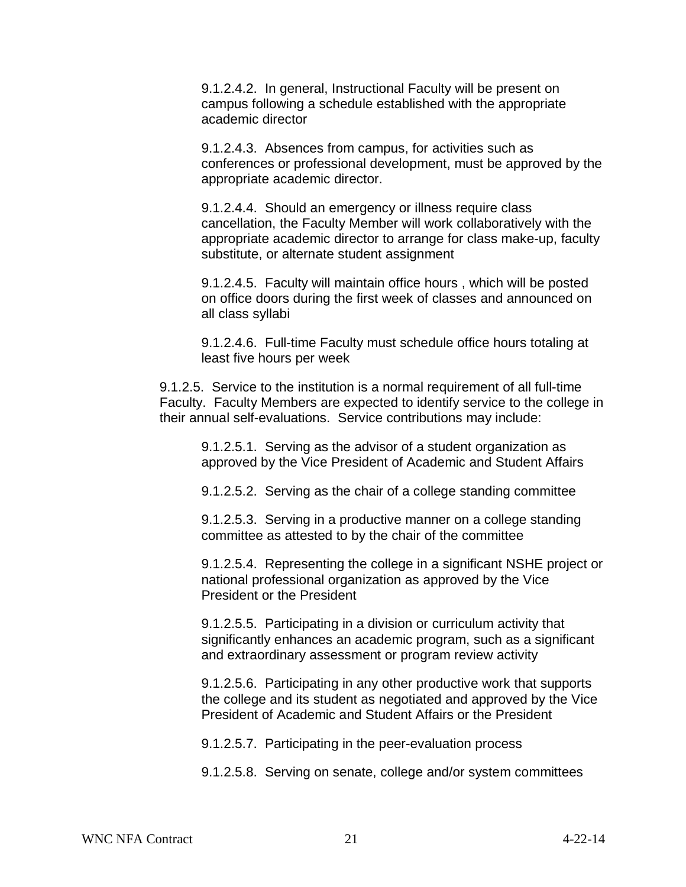9.1.2.4.2. In general, Instructional Faculty will be present on campus following a schedule established with the appropriate academic director

9.1.2.4.3. Absences from campus, for activities such as conferences or professional development, must be approved by the appropriate academic director.

9.1.2.4.4. Should an emergency or illness require class cancellation, the Faculty Member will work collaboratively with the appropriate academic director to arrange for class make-up, faculty substitute, or alternate student assignment

9.1.2.4.5. Faculty will maintain office hours , which will be posted on office doors during the first week of classes and announced on all class syllabi

9.1.2.4.6. Full-time Faculty must schedule office hours totaling at least five hours per week

9.1.2.5. Service to the institution is a normal requirement of all full-time Faculty. Faculty Members are expected to identify service to the college in their annual self-evaluations. Service contributions may include:

9.1.2.5.1. Serving as the advisor of a student organization as approved by the Vice President of Academic and Student Affairs

9.1.2.5.2. Serving as the chair of a college standing committee

9.1.2.5.3. Serving in a productive manner on a college standing committee as attested to by the chair of the committee

9.1.2.5.4. Representing the college in a significant NSHE project or national professional organization as approved by the Vice President or the President

9.1.2.5.5. Participating in a division or curriculum activity that significantly enhances an academic program, such as a significant and extraordinary assessment or program review activity

9.1.2.5.6. Participating in any other productive work that supports the college and its student as negotiated and approved by the Vice President of Academic and Student Affairs or the President

9.1.2.5.7. Participating in the peer-evaluation process

9.1.2.5.8. Serving on senate, college and/or system committees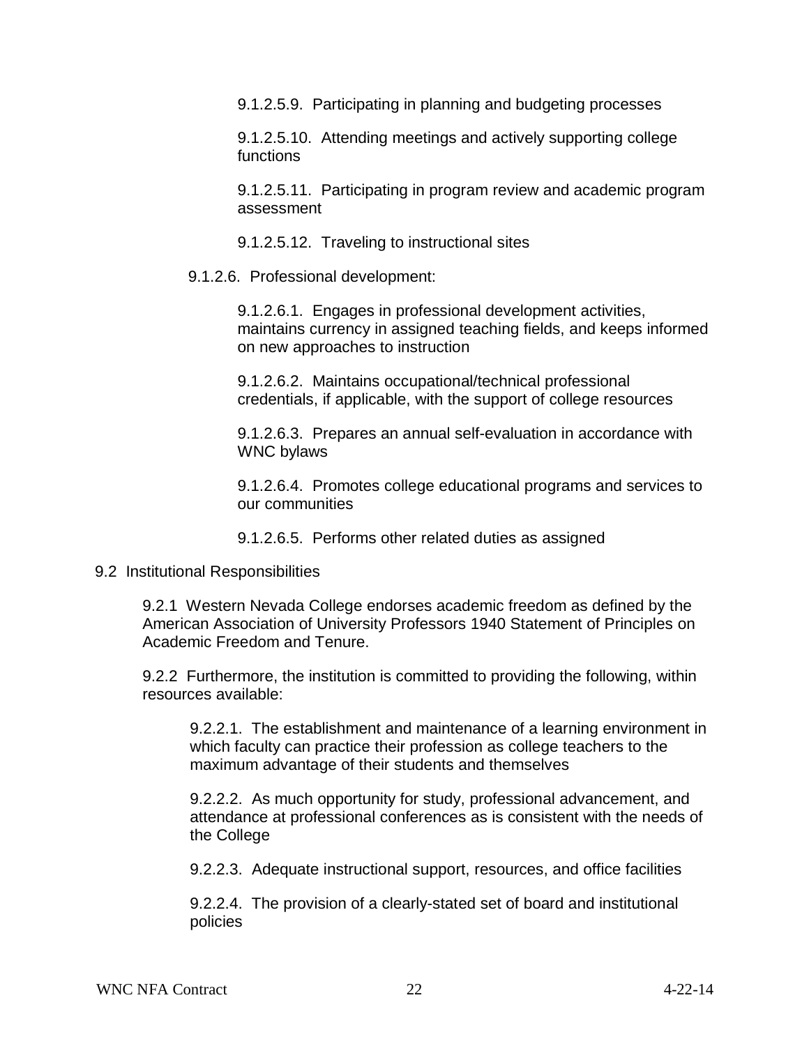9.1.2.5.9. Participating in planning and budgeting processes

9.1.2.5.10. Attending meetings and actively supporting college functions

9.1.2.5.11. Participating in program review and academic program assessment

9.1.2.5.12. Traveling to instructional sites

9.1.2.6. Professional development:

9.1.2.6.1. Engages in professional development activities, maintains currency in assigned teaching fields, and keeps informed on new approaches to instruction

9.1.2.6.2. Maintains occupational/technical professional credentials, if applicable, with the support of college resources

9.1.2.6.3. Prepares an annual self-evaluation in accordance with WNC bylaws

9.1.2.6.4. Promotes college educational programs and services to our communities

9.1.2.6.5. Performs other related duties as assigned

9.2 Institutional Responsibilities

9.2.1 Western Nevada College endorses academic freedom as defined by the American Association of University Professors 1940 Statement of Principles on Academic Freedom and Tenure.

9.2.2 Furthermore, the institution is committed to providing the following, within resources available:

9.2.2.1. The establishment and maintenance of a learning environment in which faculty can practice their profession as college teachers to the maximum advantage of their students and themselves

9.2.2.2. As much opportunity for study, professional advancement, and attendance at professional conferences as is consistent with the needs of the College

9.2.2.3. Adequate instructional support, resources, and office facilities

9.2.2.4. The provision of a clearly-stated set of board and institutional policies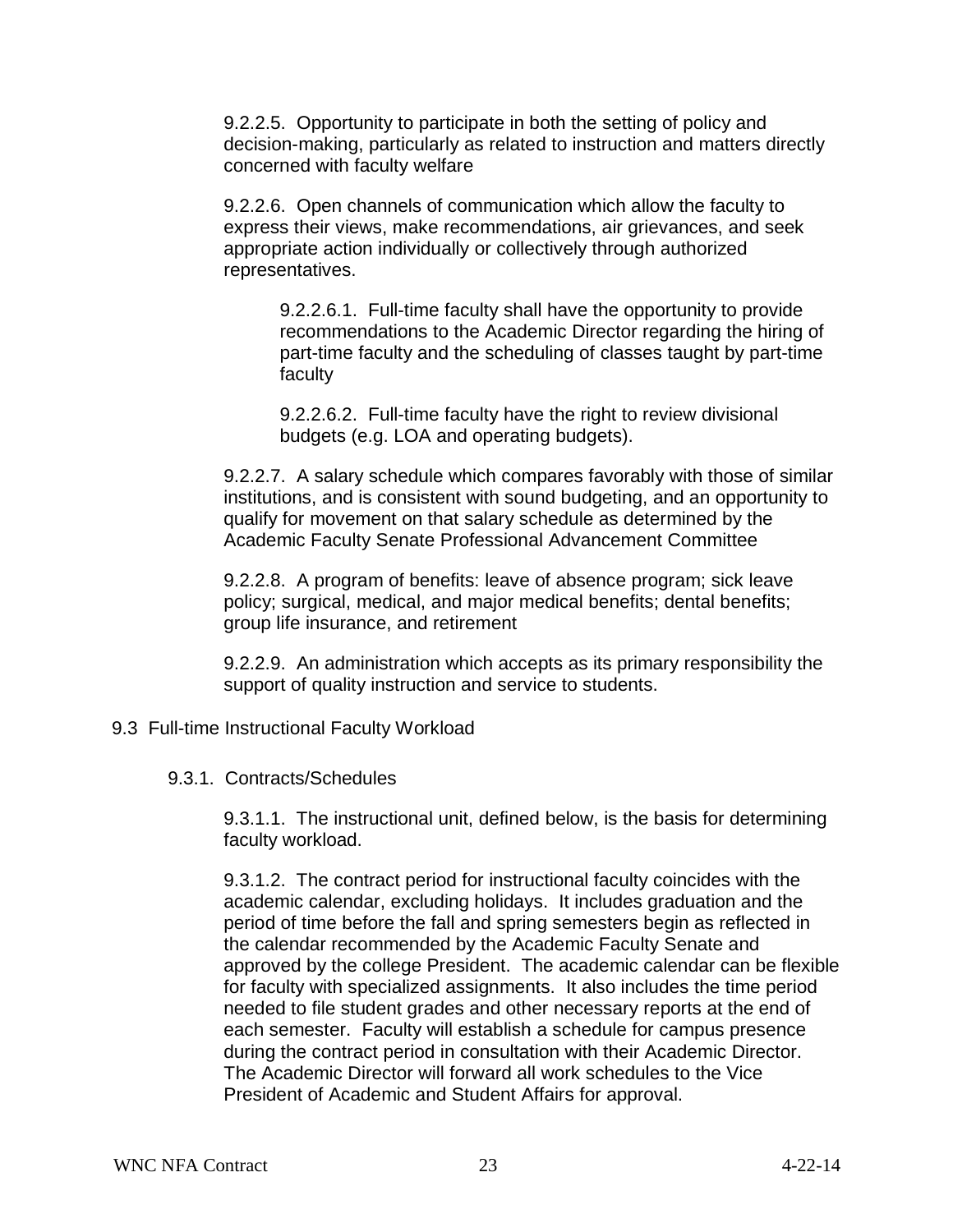9.2.2.5. Opportunity to participate in both the setting of policy and decision-making, particularly as related to instruction and matters directly concerned with faculty welfare

9.2.2.6. Open channels of communication which allow the faculty to express their views, make recommendations, air grievances, and seek appropriate action individually or collectively through authorized representatives.

9.2.2.6.1. Full-time faculty shall have the opportunity to provide recommendations to the Academic Director regarding the hiring of part-time faculty and the scheduling of classes taught by part-time faculty

9.2.2.6.2. Full-time faculty have the right to review divisional budgets (e.g. LOA and operating budgets).

9.2.2.7. A salary schedule which compares favorably with those of similar institutions, and is consistent with sound budgeting, and an opportunity to qualify for movement on that salary schedule as determined by the Academic Faculty Senate Professional Advancement Committee

9.2.2.8. A program of benefits: leave of absence program; sick leave policy; surgical, medical, and major medical benefits; dental benefits; group life insurance, and retirement

9.2.2.9. An administration which accepts as its primary responsibility the support of quality instruction and service to students.

## 9.3 Full-time Instructional Faculty Workload

### 9.3.1. Contracts/Schedules

9.3.1.1. The instructional unit, defined below, is the basis for determining faculty workload.

9.3.1.2. The contract period for instructional faculty coincides with the academic calendar, excluding holidays. It includes graduation and the period of time before the fall and spring semesters begin as reflected in the calendar recommended by the Academic Faculty Senate and approved by the college President. The academic calendar can be flexible for faculty with specialized assignments. It also includes the time period needed to file student grades and other necessary reports at the end of each semester. Faculty will establish a schedule for campus presence during the contract period in consultation with their Academic Director. The Academic Director will forward all work schedules to the Vice President of Academic and Student Affairs for approval.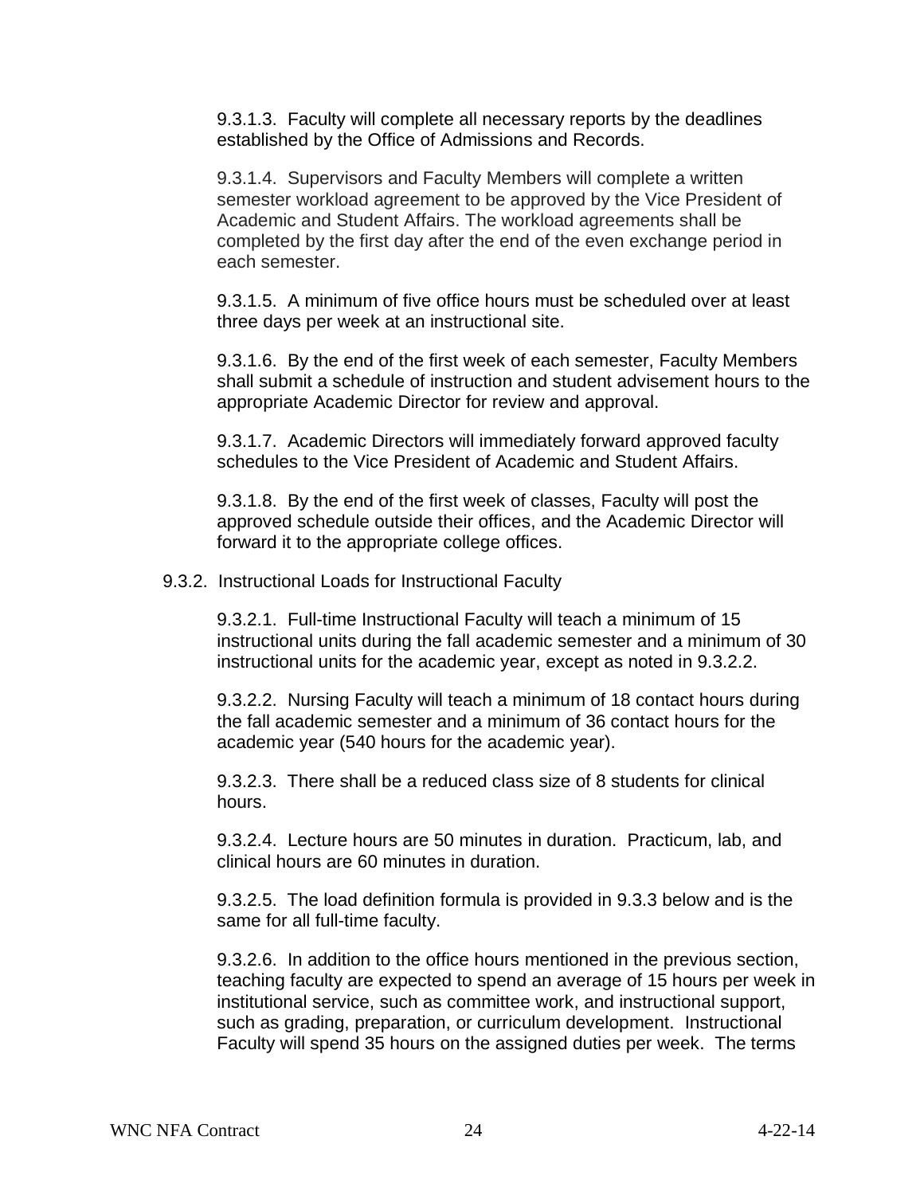9.3.1.3. Faculty will complete all necessary reports by the deadlines established by the Office of Admissions and Records.

9.3.1.4. Supervisors and Faculty Members will complete a written semester workload agreement to be approved by the Vice President of Academic and Student Affairs. The workload agreements shall be completed by the first day after the end of the even exchange period in each semester.

9.3.1.5. A minimum of five office hours must be scheduled over at least three days per week at an instructional site.

9.3.1.6. By the end of the first week of each semester, Faculty Members shall submit a schedule of instruction and student advisement hours to the appropriate Academic Director for review and approval.

9.3.1.7. Academic Directors will immediately forward approved faculty schedules to the Vice President of Academic and Student Affairs.

9.3.1.8. By the end of the first week of classes, Faculty will post the approved schedule outside their offices, and the Academic Director will forward it to the appropriate college offices.

9.3.2. Instructional Loads for Instructional Faculty

9.3.2.1. Full-time Instructional Faculty will teach a minimum of 15 instructional units during the fall academic semester and a minimum of 30 instructional units for the academic year, except as noted in 9.3.2.2.

9.3.2.2. Nursing Faculty will teach a minimum of 18 contact hours during the fall academic semester and a minimum of 36 contact hours for the academic year (540 hours for the academic year).

9.3.2.3. There shall be a reduced class size of 8 students for clinical hours.

9.3.2.4. Lecture hours are 50 minutes in duration. Practicum, lab, and clinical hours are 60 minutes in duration.

9.3.2.5. The load definition formula is provided in 9.3.3 below and is the same for all full-time faculty.

9.3.2.6. In addition to the office hours mentioned in the previous section, teaching faculty are expected to spend an average of 15 hours per week in institutional service, such as committee work, and instructional support, such as grading, preparation, or curriculum development. Instructional Faculty will spend 35 hours on the assigned duties per week. The terms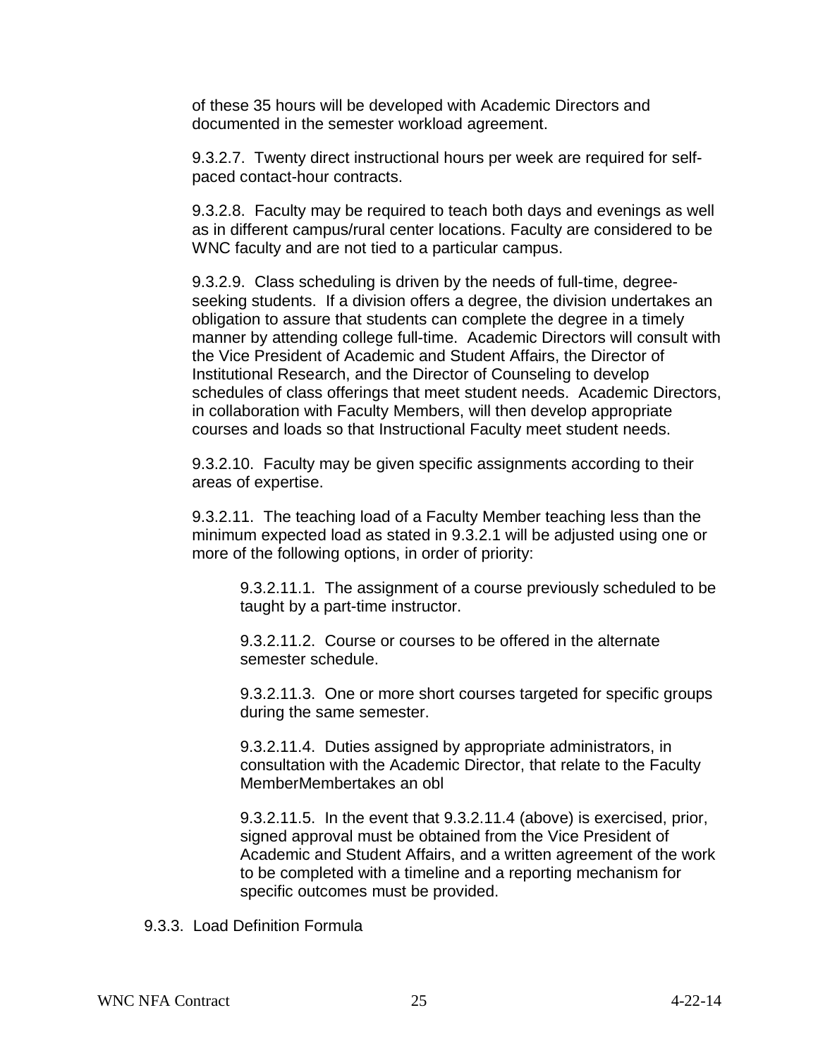of these 35 hours will be developed with Academic Directors and documented in the semester workload agreement.

9.3.2.7. Twenty direct instructional hours per week are required for self-paced contact-hour contracts.

9.3.2.8. Faculty may be required to teach both days and evenings as well as in different campus/rural center locations. Faculty are considered to be WNC faculty and are not tied to a particular campus.

9.3.2.9. Class scheduling is driven by the needs of full-time, degree-seeking students. If a division offers a degree, the division undertakes an obligation to assure that students can complete the degree in a timely manner by attending college full-time. Academic Directors will consult with the Vice President of Academic and Student Affairs, the Director of Institutional Research, and the Director of Counseling to develop schedules of class offerings that meet student needs. Academic Directors, in collaboration with Faculty Members, will then develop appropriate courses and loads so that Instructional Faculty meet student needs.

9.3.2.10. Faculty may be given specific assignments according to their areas of expertise.

9.3.2.11. The teaching load of a Faculty Member teaching less than the minimum expected load as stated in 9.3.2.1 will be adjusted using one or more of the following options, in order of priority:

> 9.3.2.11.1. The assignment of a course previously scheduled to be taught by a part-time instructor.
>
> 9.3.2.11.2. Course or courses to be offered in the alternate semester schedule.
>
> 9.3.2.11.3. One or more short courses targeted for specific groups during the same semester.
>
> 9.3.2.11.4. Duties assigned by appropriate administrators, in consultation with the Academic Director, that relate to the Faculty MemberMembertakes an obl
>
> 9.3.2.11.5. In the event that 9.3.2.11.4 (above) is exercised, prior, signed approval must be obtained from the Vice President of Academic and Student Affairs, and a written agreement of the work to be completed with a timeline and a reporting mechanism for specific outcomes must be provided.

9.3.3. Load Definition Formula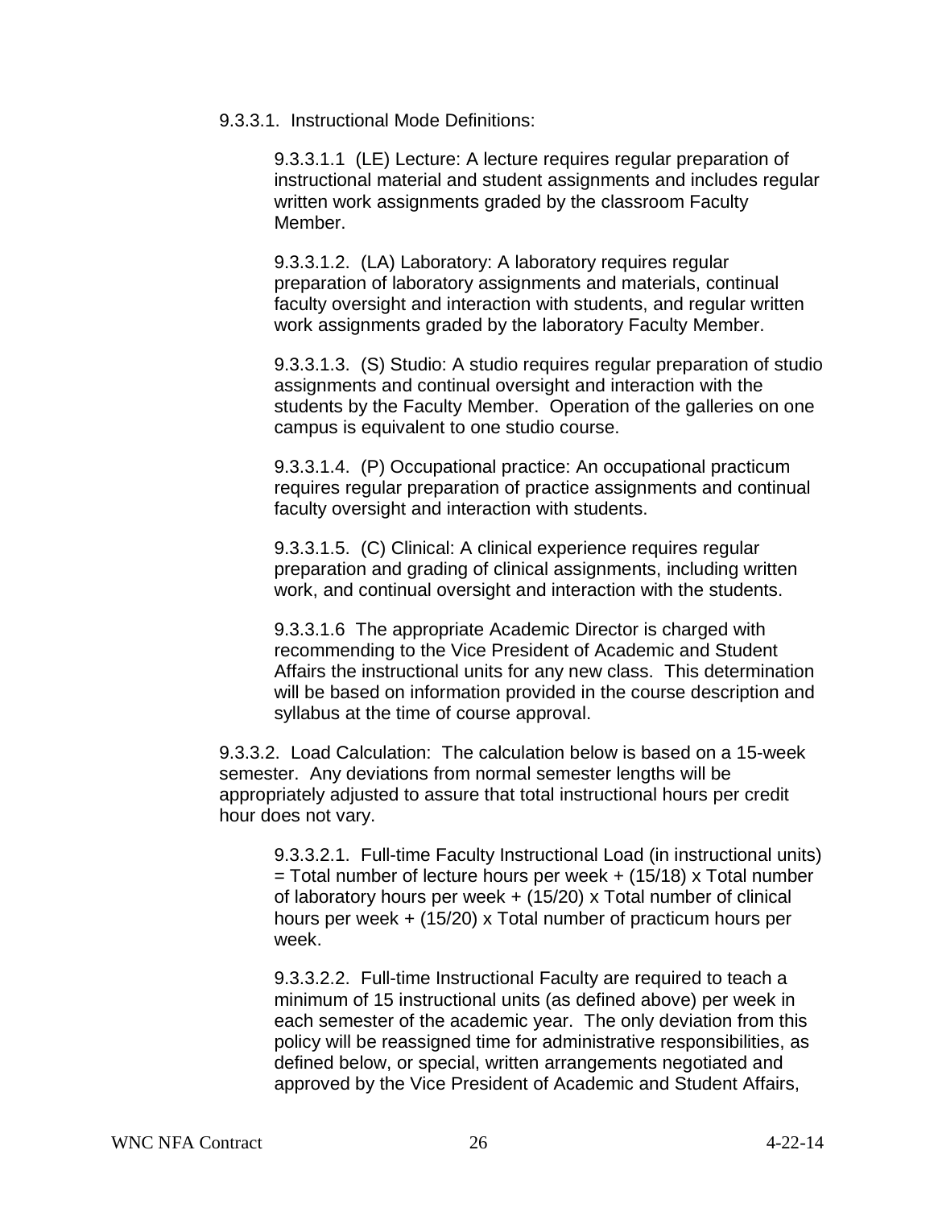9.3.3.1. Instructional Mode Definitions:

9.3.3.1.1 (LE) Lecture: A lecture requires regular preparation of instructional material and student assignments and includes regular written work assignments graded by the classroom Faculty Member.

9.3.3.1.2. (LA) Laboratory: A laboratory requires regular preparation of laboratory assignments and materials, continual faculty oversight and interaction with students, and regular written work assignments graded by the laboratory Faculty Member.

9.3.3.1.3. (S) Studio: A studio requires regular preparation of studio assignments and continual oversight and interaction with the students by the Faculty Member. Operation of the galleries on one campus is equivalent to one studio course.

9.3.3.1.4. (P) Occupational practice: An occupational practicum requires regular preparation of practice assignments and continual faculty oversight and interaction with students.

9.3.3.1.5. (C) Clinical: A clinical experience requires regular preparation and grading of clinical assignments, including written work, and continual oversight and interaction with the students.

9.3.3.1.6 The appropriate Academic Director is charged with recommending to the Vice President of Academic and Student Affairs the instructional units for any new class. This determination will be based on information provided in the course description and syllabus at the time of course approval.

9.3.3.2. Load Calculation: The calculation below is based on a 15-week semester. Any deviations from normal semester lengths will be appropriately adjusted to assure that total instructional hours per credit hour does not vary.

9.3.3.2.1. Full-time Faculty Instructional Load (in instructional units) = Total number of lecture hours per week + (15/18) x Total number of laboratory hours per week + (15/20) x Total number of clinical hours per week + (15/20) x Total number of practicum hours per week.

9.3.3.2.2. Full-time Instructional Faculty are required to teach a minimum of 15 instructional units (as defined above) per week in each semester of the academic year. The only deviation from this policy will be reassigned time for administrative responsibilities, as defined below, or special, written arrangements negotiated and approved by the Vice President of Academic and Student Affairs,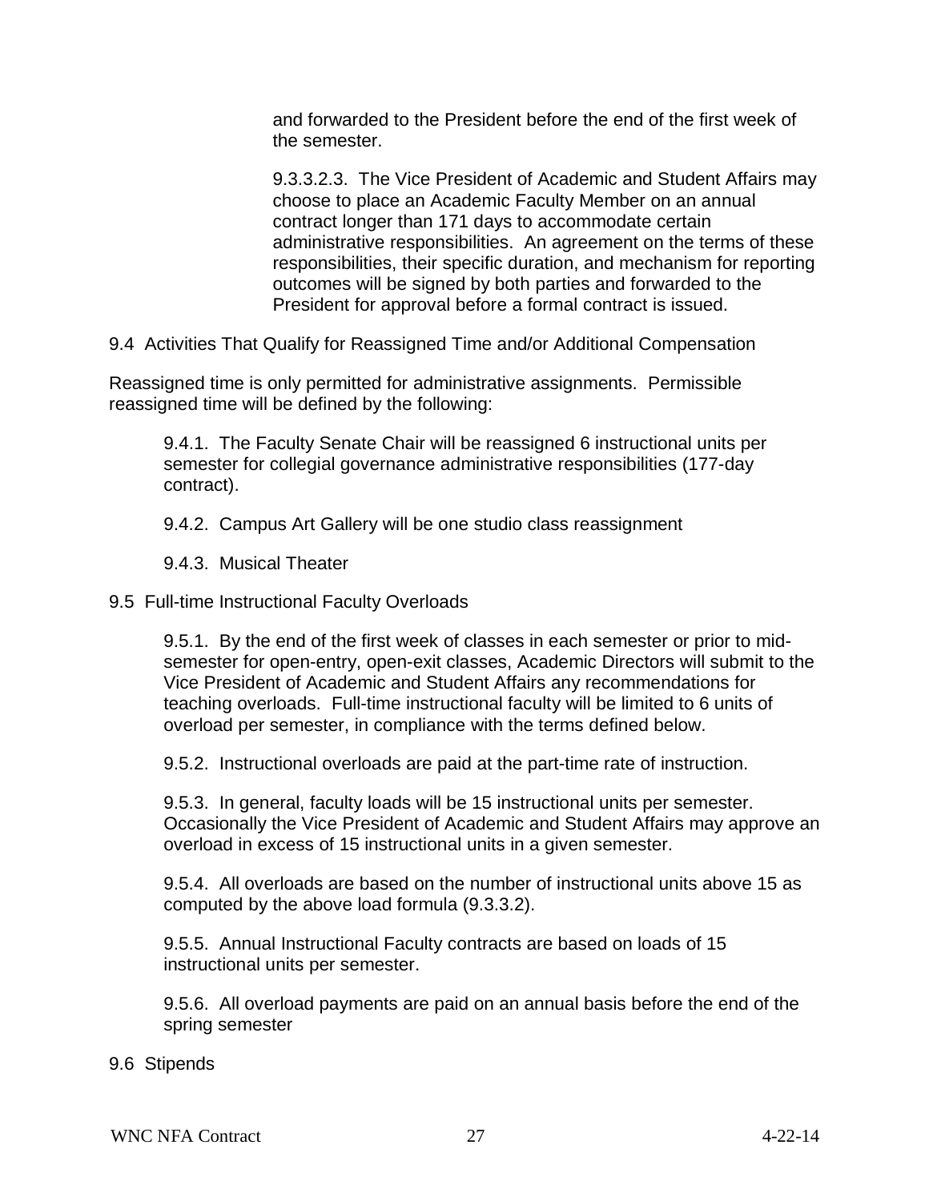and forwarded to the President before the end of the first week of the semester.

9.3.3.2.3. The Vice President of Academic and Student Affairs may choose to place an Academic Faculty Member on an annual contract longer than 171 days to accommodate certain administrative responsibilities. An agreement on the terms of these responsibilities, their specific duration, and mechanism for reporting outcomes will be signed by both parties and forwarded to the President for approval before a formal contract is issued.

## 9.4 Activities That Qualify for Reassigned Time and/or Additional Compensation

Reassigned time is only permitted for administrative assignments. Permissible reassigned time will be defined by the following:

9.4.1. The Faculty Senate Chair will be reassigned 6 instructional units per semester for collegial governance administrative responsibilities (177-day contract).

9.4.2. Campus Art Gallery will be one studio class reassignment

9.4.3. Musical Theater

## 9.5 Full-time Instructional Faculty Overloads

9.5.1. By the end of the first week of classes in each semester or prior to mid-semester for open-entry, open-exit classes, Academic Directors will submit to the Vice President of Academic and Student Affairs any recommendations for teaching overloads. Full-time instructional faculty will be limited to 6 units of overload per semester, in compliance with the terms defined below.

9.5.2. Instructional overloads are paid at the part-time rate of instruction.

9.5.3. In general, faculty loads will be 15 instructional units per semester. Occasionally the Vice President of Academic and Student Affairs may approve an overload in excess of 15 instructional units in a given semester.

9.5.4. All overloads are based on the number of instructional units above 15 as computed by the above load formula (9.3.3.2).

9.5.5. Annual Instructional Faculty contracts are based on loads of 15 instructional units per semester.

9.5.6. All overload payments are paid on an annual basis before the end of the spring semester

## 9.6 Stipends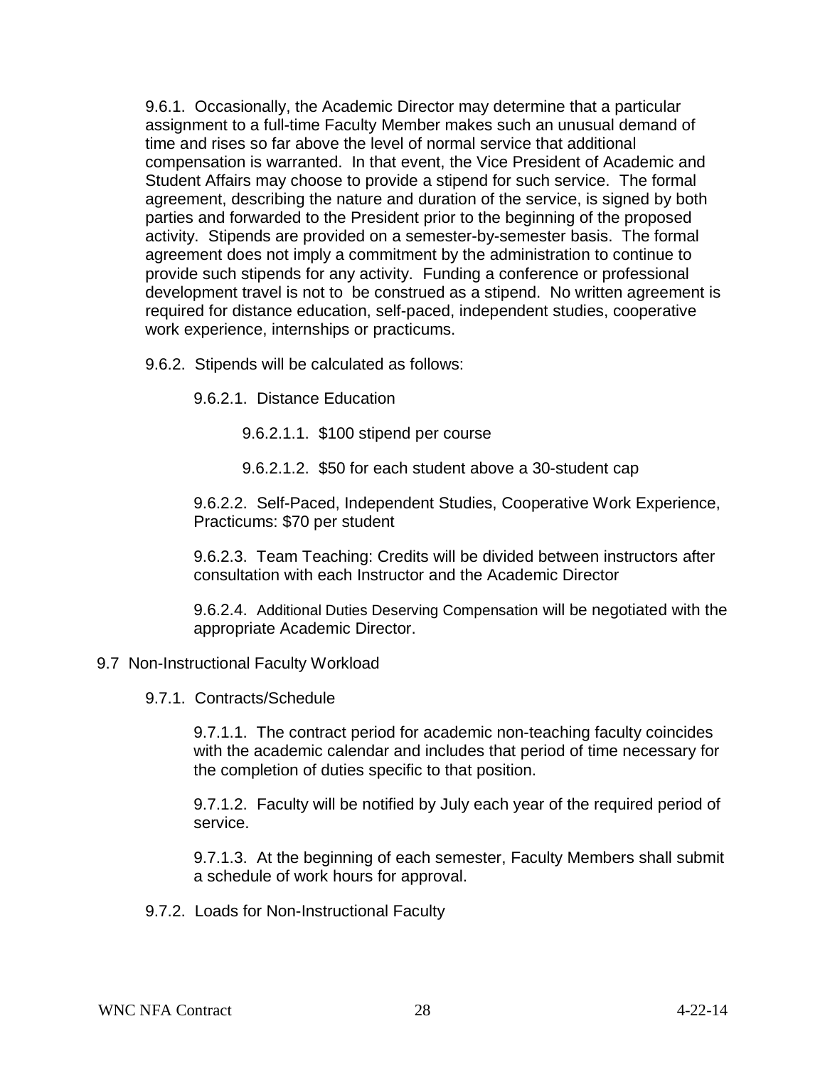9.6.1. Occasionally, the Academic Director may determine that a particular assignment to a full-time Faculty Member makes such an unusual demand of time and rises so far above the level of normal service that additional compensation is warranted. In that event, the Vice President of Academic and Student Affairs may choose to provide a stipend for such service. The formal agreement, describing the nature and duration of the service, is signed by both parties and forwarded to the President prior to the beginning of the proposed activity. Stipends are provided on a semester-by-semester basis. The formal agreement does not imply a commitment by the administration to continue to provide such stipends for any activity. Funding a conference or professional development travel is not to be construed as a stipend. No written agreement is required for distance education, self-paced, independent studies, cooperative work experience, internships or practicums.

9.6.2. Stipends will be calculated as follows:

9.6.2.1. Distance Education

9.6.2.1.1. $100 stipend per course

9.6.2.1.2. $50 for each student above a 30-student cap

9.6.2.2. Self-Paced, Independent Studies, Cooperative Work Experience, Practicums: $70 per student

9.6.2.3. Team Teaching: Credits will be divided between instructors after consultation with each Instructor and the Academic Director

9.6.2.4. Additional Duties Deserving Compensation will be negotiated with the appropriate Academic Director.

9.7 Non-Instructional Faculty Workload

9.7.1. Contracts/Schedule

9.7.1.1. The contract period for academic non-teaching faculty coincides with the academic calendar and includes that period of time necessary for the completion of duties specific to that position.

9.7.1.2. Faculty will be notified by July each year of the required period of service.

9.7.1.3. At the beginning of each semester, Faculty Members shall submit a schedule of work hours for approval.

9.7.2. Loads for Non-Instructional Faculty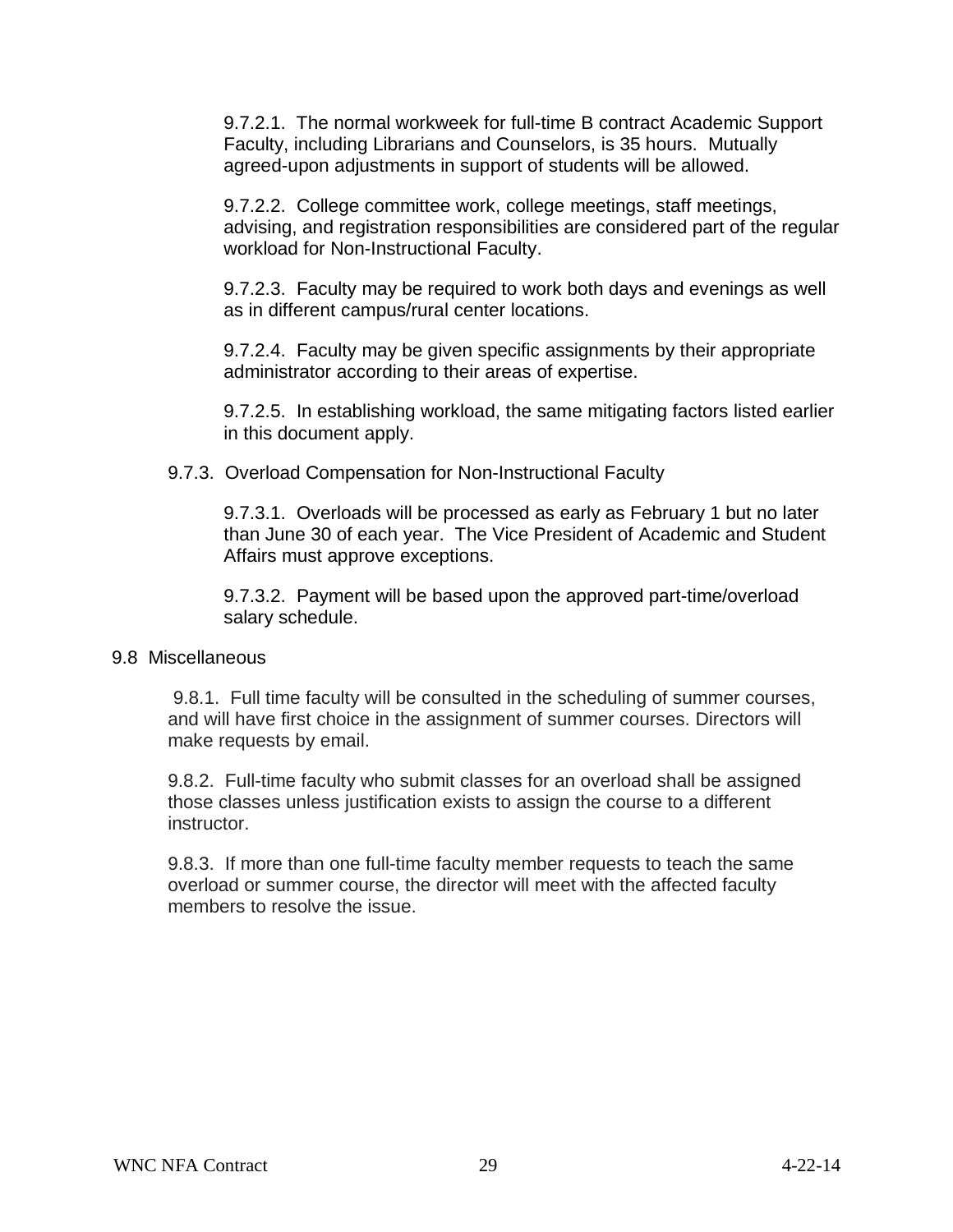9.7.2.1. The normal workweek for full-time B contract Academic Support Faculty, including Librarians and Counselors, is 35 hours. Mutually agreed-upon adjustments in support of students will be allowed.

9.7.2.2. College committee work, college meetings, staff meetings, advising, and registration responsibilities are considered part of the regular workload for Non-Instructional Faculty.

9.7.2.3. Faculty may be required to work both days and evenings as well as in different campus/rural center locations.

9.7.2.4. Faculty may be given specific assignments by their appropriate administrator according to their areas of expertise.

9.7.2.5. In establishing workload, the same mitigating factors listed earlier in this document apply.

9.7.3. Overload Compensation for Non-Instructional Faculty

9.7.3.1. Overloads will be processed as early as February 1 but no later than June 30 of each year. The Vice President of Academic and Student Affairs must approve exceptions.

9.7.3.2. Payment will be based upon the approved part-time/overload salary schedule.

## 9.8 Miscellaneous

9.8.1. Full time faculty will be consulted in the scheduling of summer courses, and will have first choice in the assignment of summer courses. Directors will make requests by email.

9.8.2. Full-time faculty who submit classes for an overload shall be assigned those classes unless justification exists to assign the course to a different instructor.

9.8.3. If more than one full-time faculty member requests to teach the same overload or summer course, the director will meet with the affected faculty members to resolve the issue.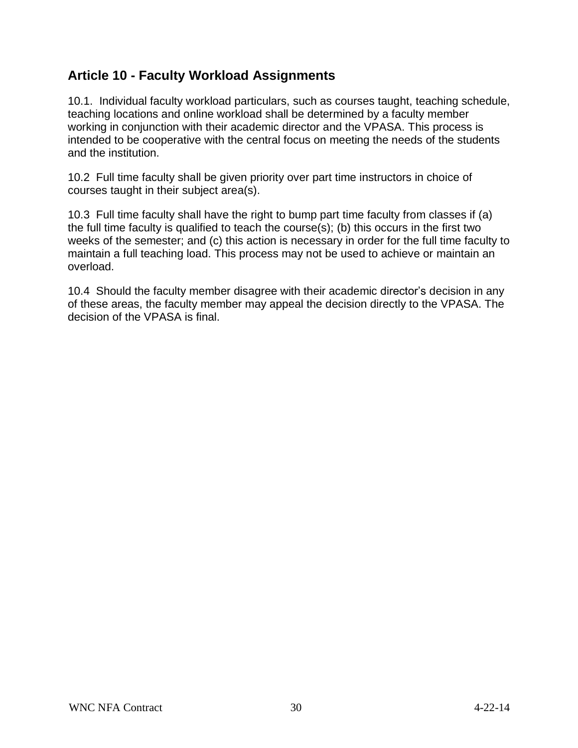## Article 10 - Faculty Workload Assignments

10.1. Individual faculty workload particulars, such as courses taught, teaching schedule, teaching locations and online workload shall be determined by a faculty member working in conjunction with their academic director and the VPASA. This process is intended to be cooperative with the central focus on meeting the needs of the students and the institution.

10.2 Full time faculty shall be given priority over part time instructors in choice of courses taught in their subject area(s).

10.3 Full time faculty shall have the right to bump part time faculty from classes if (a) the full time faculty is qualified to teach the course(s); (b) this occurs in the first two weeks of the semester; and (c) this action is necessary in order for the full time faculty to maintain a full teaching load. This process may not be used to achieve or maintain an overload.

10.4 Should the faculty member disagree with their academic director's decision in any of these areas, the faculty member may appeal the decision directly to the VPASA. The decision of the VPASA is final.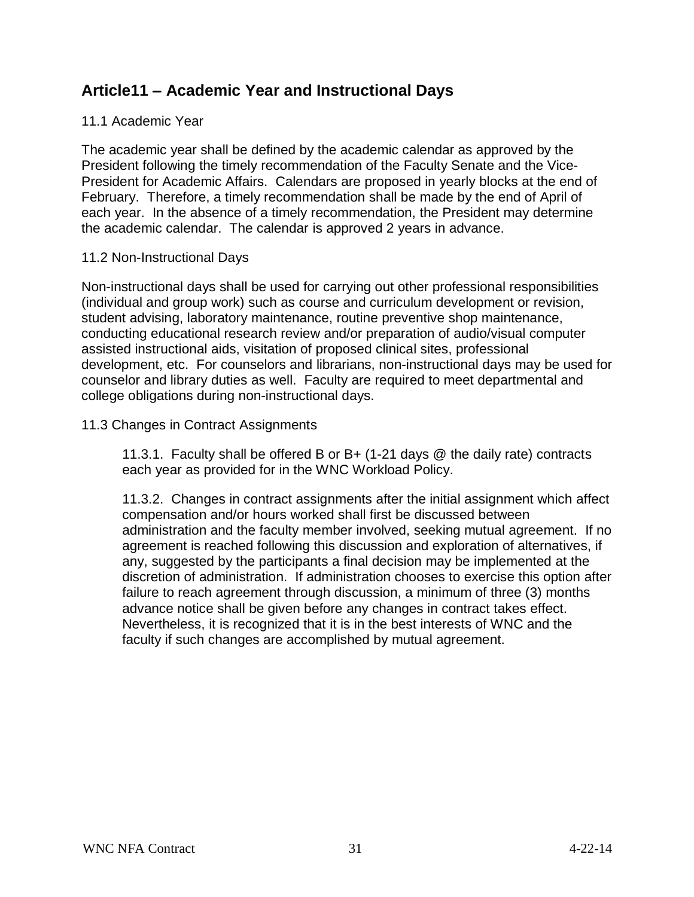## Article11 – Academic Year and Instructional Days

11.1 Academic Year

The academic year shall be defined by the academic calendar as approved by the President following the timely recommendation of the Faculty Senate and the Vice-President for Academic Affairs. Calendars are proposed in yearly blocks at the end of February. Therefore, a timely recommendation shall be made by the end of April of each year. In the absence of a timely recommendation, the President may determine the academic calendar. The calendar is approved 2 years in advance.

11.2 Non-Instructional Days

Non-instructional days shall be used for carrying out other professional responsibilities (individual and group work) such as course and curriculum development or revision, student advising, laboratory maintenance, routine preventive shop maintenance, conducting educational research review and/or preparation of audio/visual computer assisted instructional aids, visitation of proposed clinical sites, professional development, etc. For counselors and librarians, non-instructional days may be used for counselor and library duties as well. Faculty are required to meet departmental and college obligations during non-instructional days.

11.3 Changes in Contract Assignments

> 11.3.1. Faculty shall be offered B or B+ (1-21 days @ the daily rate) contracts each year as provided for in the WNC Workload Policy.
>
> 11.3.2. Changes in contract assignments after the initial assignment which affect compensation and/or hours worked shall first be discussed between administration and the faculty member involved, seeking mutual agreement. If no agreement is reached following this discussion and exploration of alternatives, if any, suggested by the participants a final decision may be implemented at the discretion of administration. If administration chooses to exercise this option after failure to reach agreement through discussion, a minimum of three (3) months advance notice shall be given before any changes in contract takes effect. Nevertheless, it is recognized that it is in the best interests of WNC and the faculty if such changes are accomplished by mutual agreement.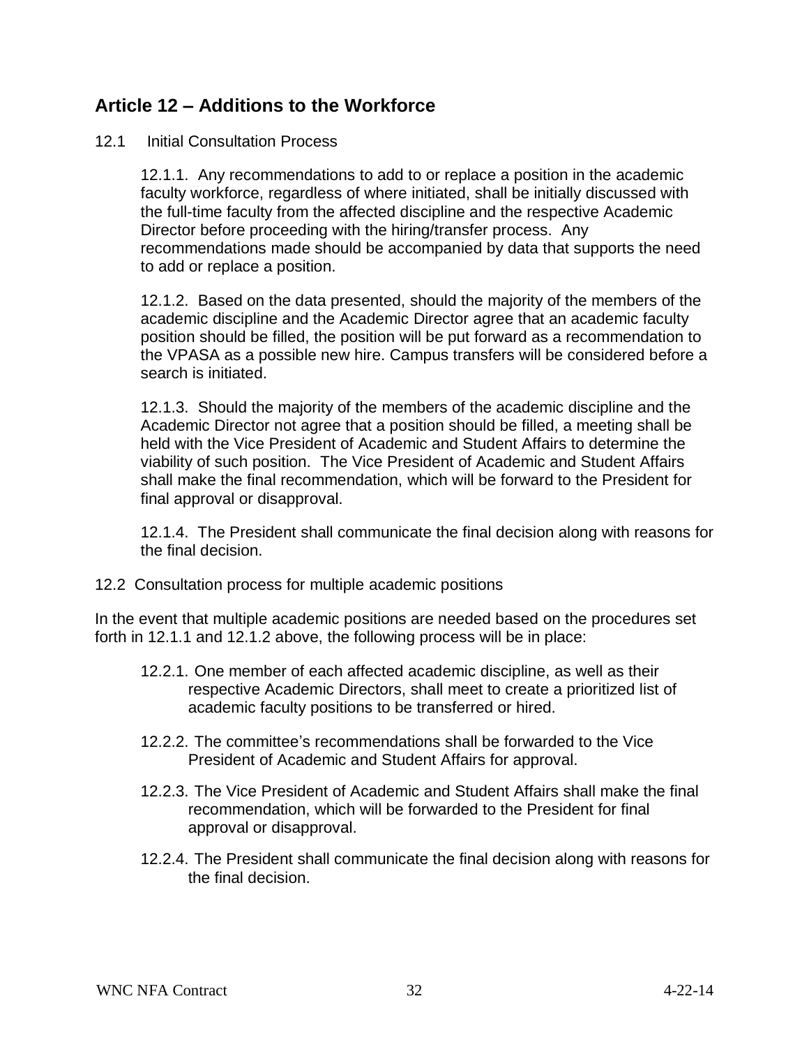## Article 12 – Additions to the Workforce

12.1 Initial Consultation Process

12.1.1. Any recommendations to add to or replace a position in the academic faculty workforce, regardless of where initiated, shall be initially discussed with the full-time faculty from the affected discipline and the respective Academic Director before proceeding with the hiring/transfer process. Any recommendations made should be accompanied by data that supports the need to add or replace a position.

12.1.2. Based on the data presented, should the majority of the members of the academic discipline and the Academic Director agree that an academic faculty position should be filled, the position will be put forward as a recommendation to the VPASA as a possible new hire. Campus transfers will be considered before a search is initiated.

12.1.3. Should the majority of the members of the academic discipline and the Academic Director not agree that a position should be filled, a meeting shall be held with the Vice President of Academic and Student Affairs to determine the viability of such position. The Vice President of Academic and Student Affairs shall make the final recommendation, which will be forward to the President for final approval or disapproval.

12.1.4. The President shall communicate the final decision along with reasons for the final decision.

12.2 Consultation process for multiple academic positions

In the event that multiple academic positions are needed based on the procedures set forth in 12.1.1 and 12.1.2 above, the following process will be in place:

12.2.1. One member of each affected academic discipline, as well as their respective Academic Directors, shall meet to create a prioritized list of academic faculty positions to be transferred or hired.

12.2.2. The committee's recommendations shall be forwarded to the Vice President of Academic and Student Affairs for approval.

12.2.3. The Vice President of Academic and Student Affairs shall make the final recommendation, which will be forwarded to the President for final approval or disapproval.

12.2.4. The President shall communicate the final decision along with reasons for the final decision.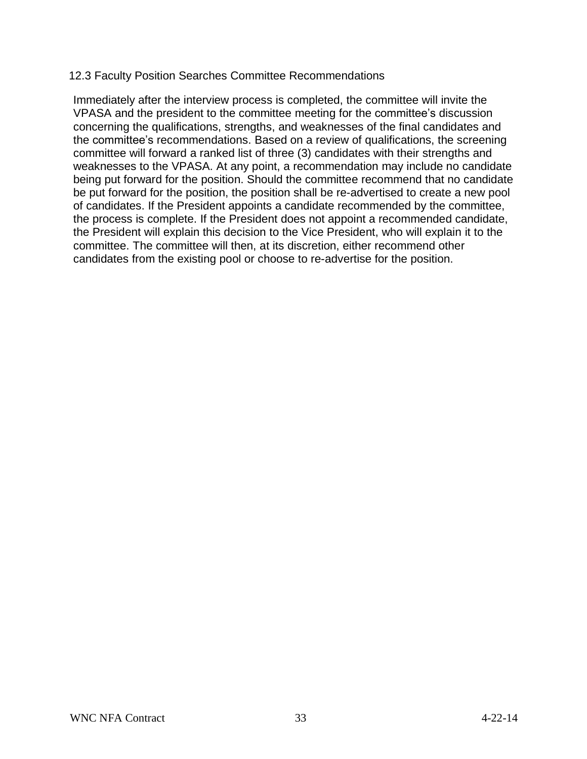### 12.3 Faculty Position Searches Committee Recommendations

Immediately after the interview process is completed, the committee will invite the VPASA and the president to the committee meeting for the committee's discussion concerning the qualifications, strengths, and weaknesses of the final candidates and the committee's recommendations. Based on a review of qualifications, the screening committee will forward a ranked list of three (3) candidates with their strengths and weaknesses to the VPASA. At any point, a recommendation may include no candidate being put forward for the position. Should the committee recommend that no candidate be put forward for the position, the position shall be re-advertised to create a new pool of candidates. If the President appoints a candidate recommended by the committee, the process is complete. If the President does not appoint a recommended candidate, the President will explain this decision to the Vice President, who will explain it to the committee. The committee will then, at its discretion, either recommend other candidates from the existing pool or choose to re-advertise for the position.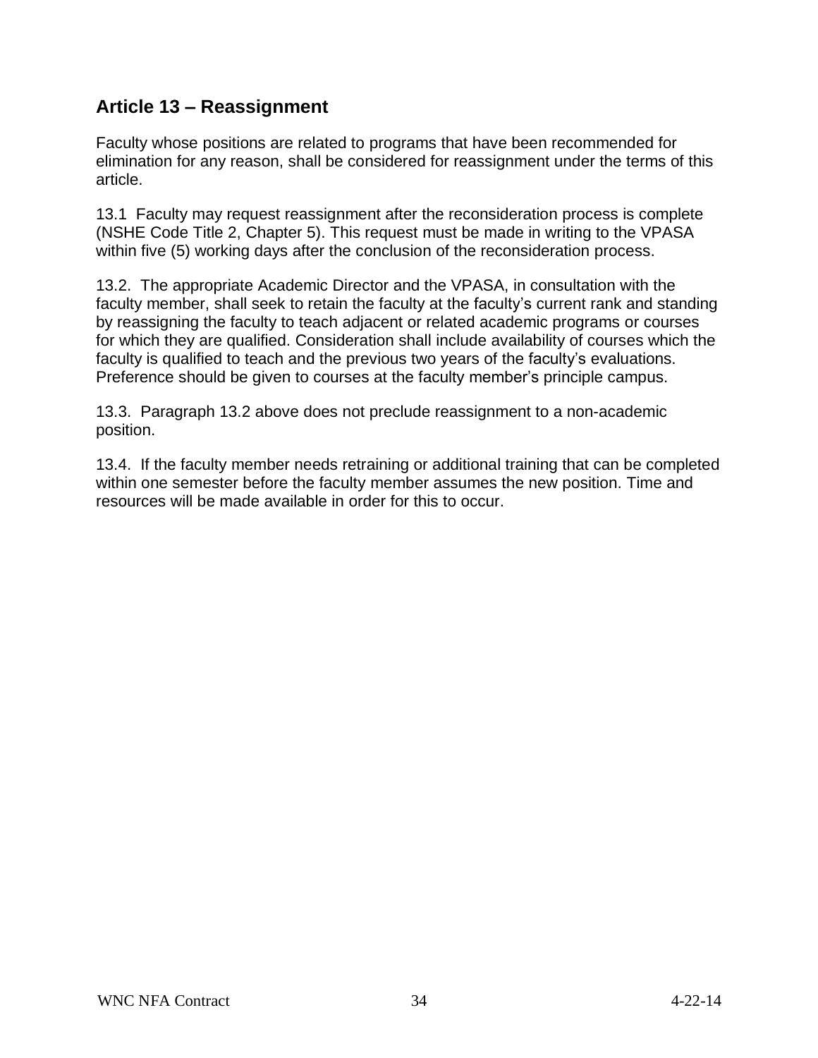## Article 13 – Reassignment

Faculty whose positions are related to programs that have been recommended for elimination for any reason, shall be considered for reassignment under the terms of this article.

13.1 Faculty may request reassignment after the reconsideration process is complete (NSHE Code Title 2, Chapter 5). This request must be made in writing to the VPASA within five (5) working days after the conclusion of the reconsideration process.

13.2. The appropriate Academic Director and the VPASA, in consultation with the faculty member, shall seek to retain the faculty at the faculty's current rank and standing by reassigning the faculty to teach adjacent or related academic programs or courses for which they are qualified. Consideration shall include availability of courses which the faculty is qualified to teach and the previous two years of the faculty's evaluations. Preference should be given to courses at the faculty member's principle campus.

13.3. Paragraph 13.2 above does not preclude reassignment to a non-academic position.

13.4. If the faculty member needs retraining or additional training that can be completed within one semester before the faculty member assumes the new position. Time and resources will be made available in order for this to occur.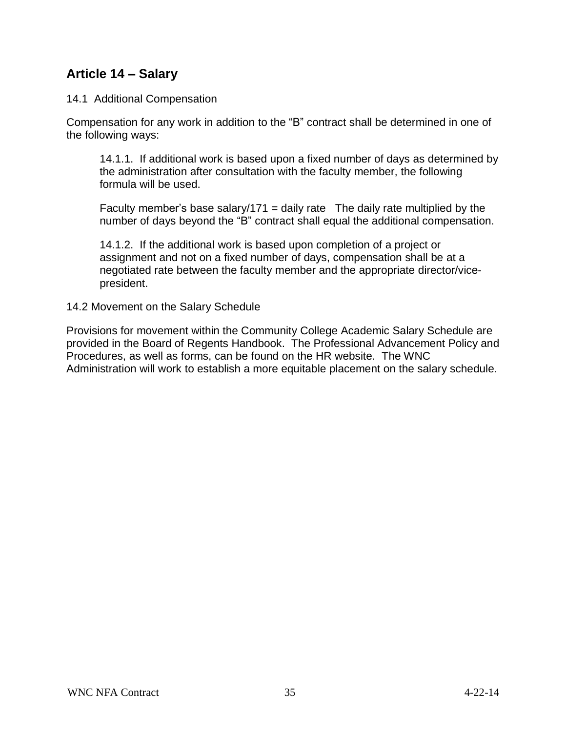## Article 14 – Salary

14.1 Additional Compensation

Compensation for any work in addition to the "B" contract shall be determined in one of the following ways:

> 14.1.1. If additional work is based upon a fixed number of days as determined by the administration after consultation with the faculty member, the following formula will be used.
>
> Faculty member's base salary/171 = daily rate The daily rate multiplied by the number of days beyond the "B" contract shall equal the additional compensation.
>
> 14.1.2. If the additional work is based upon completion of a project or assignment and not on a fixed number of days, compensation shall be at a negotiated rate between the faculty member and the appropriate director/vice-president.

14.2 Movement on the Salary Schedule

Provisions for movement within the Community College Academic Salary Schedule are provided in the Board of Regents Handbook. The Professional Advancement Policy and Procedures, as well as forms, can be found on the HR website. The WNC Administration will work to establish a more equitable placement on the salary schedule.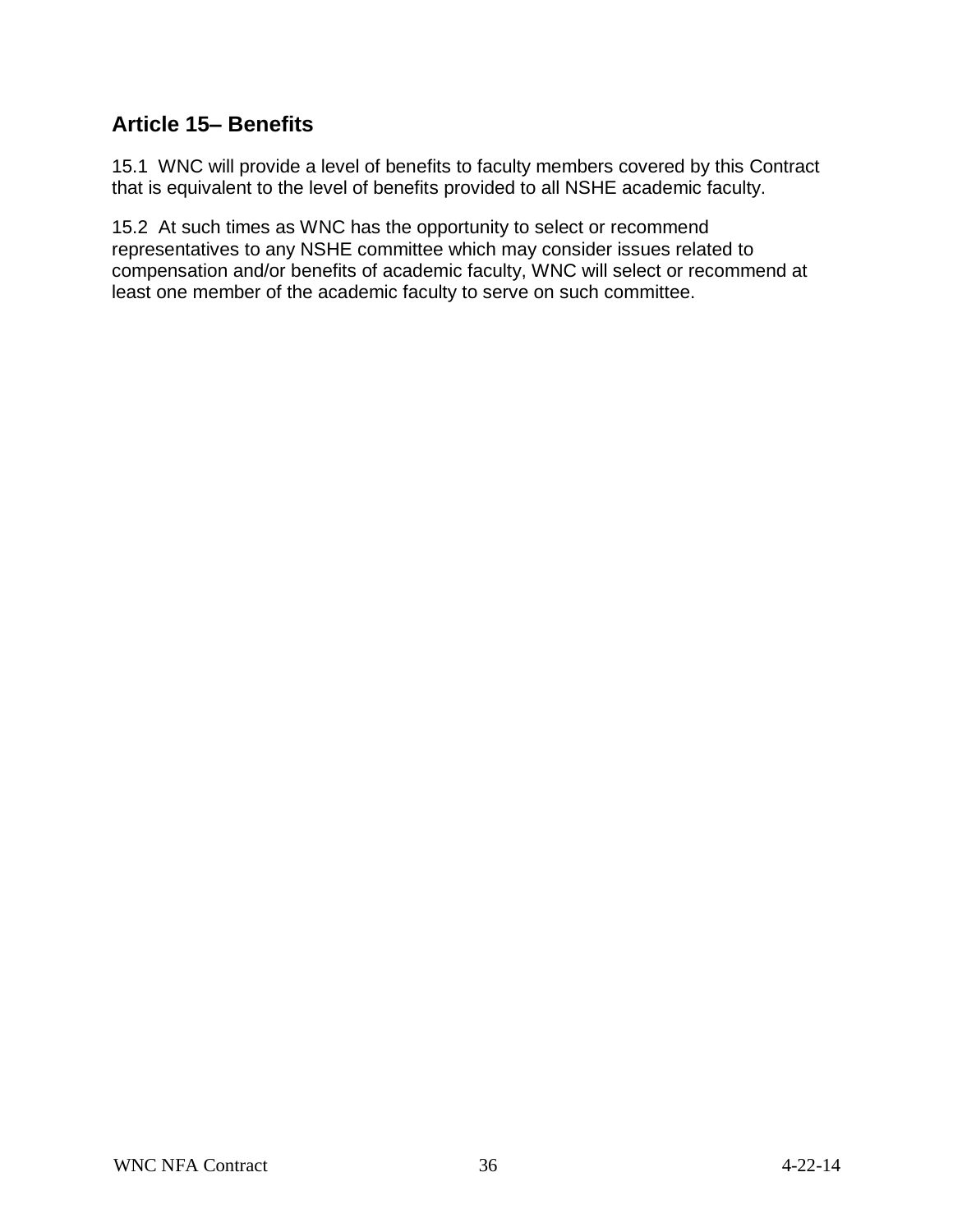## Article 15– Benefits

15.1 WNC will provide a level of benefits to faculty members covered by this Contract that is equivalent to the level of benefits provided to all NSHE academic faculty.

15.2 At such times as WNC has the opportunity to select or recommend representatives to any NSHE committee which may consider issues related to compensation and/or benefits of academic faculty, WNC will select or recommend at least one member of the academic faculty to serve on such committee.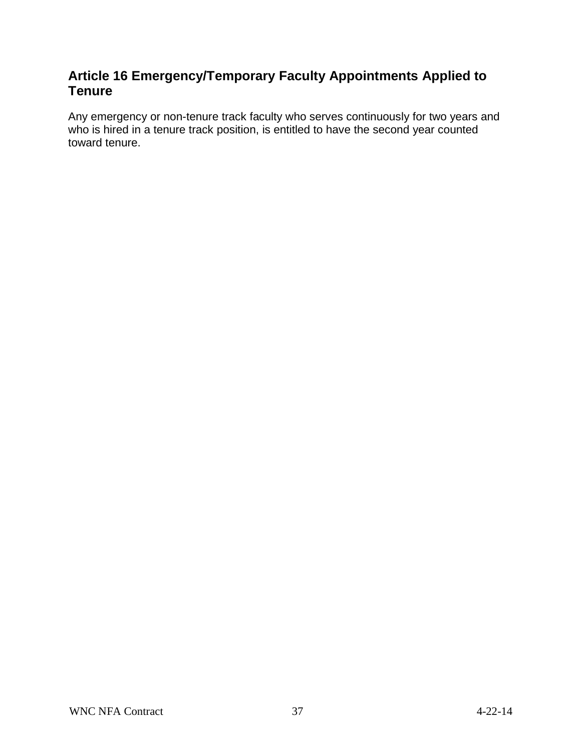## Article 16 Emergency/Temporary Faculty Appointments Applied to Tenure

Any emergency or non-tenure track faculty who serves continuously for two years and who is hired in a tenure track position, is entitled to have the second year counted toward tenure.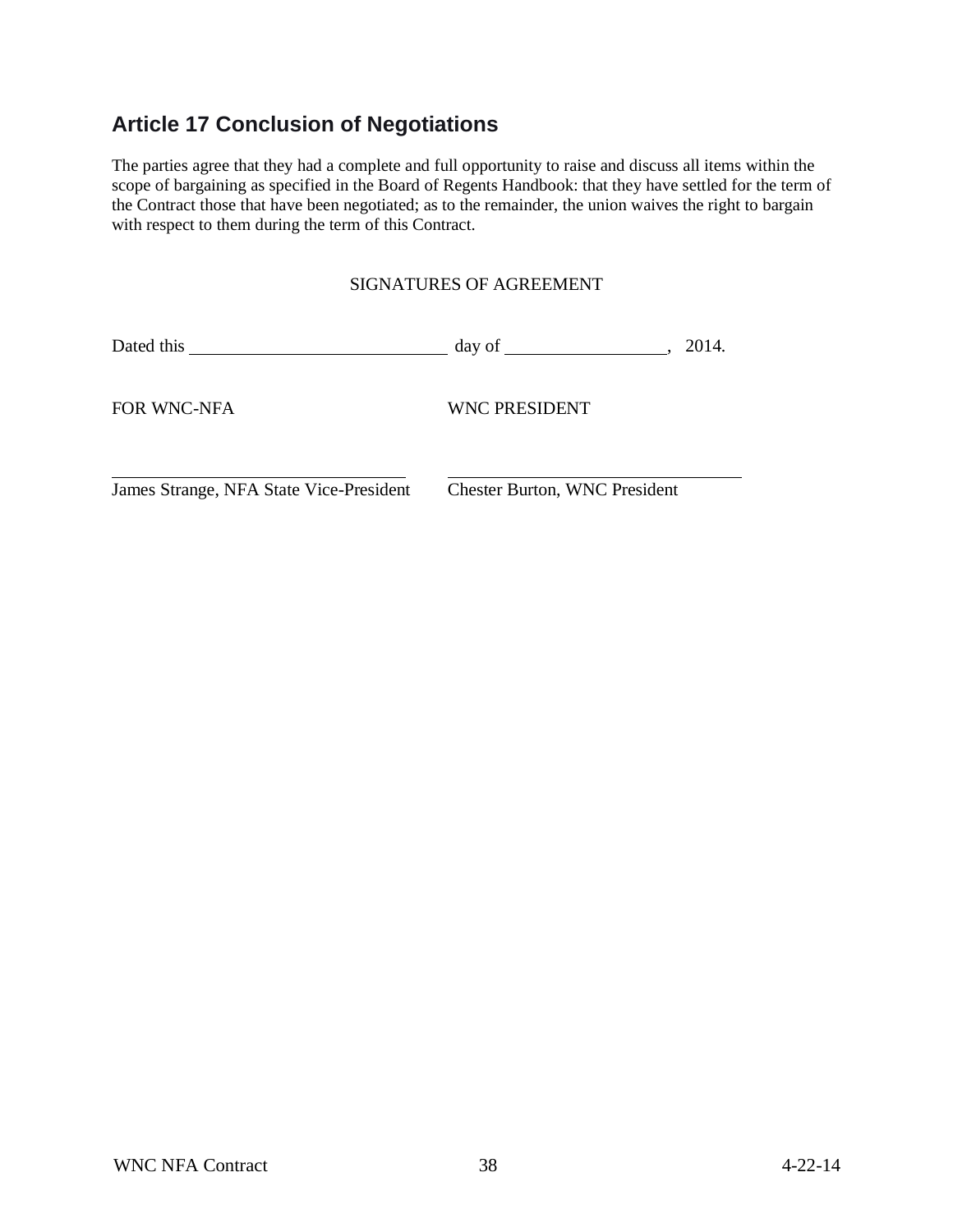## Article 17 Conclusion of Negotiations

The parties agree that they had a complete and full opportunity to raise and discuss all items within the scope of bargaining as specified in the Board of Regents Handbook: that they have settled for the term of the Contract those that have been negotiated; as to the remainder, the union waives the right to bargain with respect to them during the term of this Contract.

SIGNATURES OF AGREEMENT

Dated this ____________________________ day of _________________, 2014.

| FOR WNC-NFA | WNC PRESIDENT |
|---|---|
| ________________________________ | ________________________________ |
| James Strange, NFA State Vice-President | Chester Burton, WNC President |